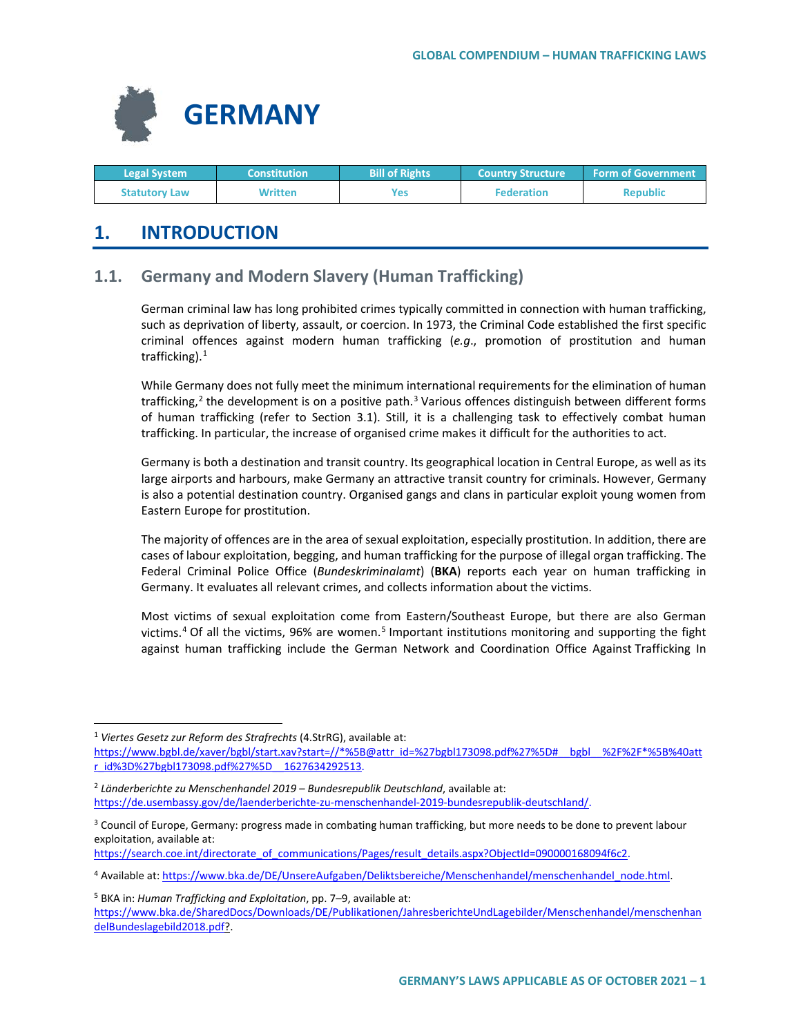# GERMANY

| Legal System | Constitution | Bill of Rights | Country Structure | Form of Government |
|---|---|---|---|---|
| Statutory Law | Written | Yes | Federation | Republic |

## 1. INTRODUCTION

### 1.1. Germany and Modern Slavery (Human Trafficking)

German criminal law has long prohibited crimes typically committed in connection with human trafficking, such as deprivation of liberty, assault, or coercion. In 1973, the Criminal Code established the first specific criminal offences against modern human trafficking (*e.g*., promotion of prostitution and human trafficking).[1]

While Germany does not fully meet the minimum international requirements for the elimination of human trafficking,[2] the development is on a positive path.[3] Various offences distinguish between different forms of human trafficking (refer to Section 3.1). Still, it is a challenging task to effectively combat human trafficking. In particular, the increase of organised crime makes it difficult for the authorities to act.

Germany is both a destination and transit country. Its geographical location in Central Europe, as well as its large airports and harbours, make Germany an attractive transit country for criminals. However, Germany is also a potential destination country. Organised gangs and clans in particular exploit young women from Eastern Europe for prostitution.

The majority of offences are in the area of sexual exploitation, especially prostitution. In addition, there are cases of labour exploitation, begging, and human trafficking for the purpose of illegal organ trafficking. The Federal Criminal Police Office (*Bundeskriminalamt*) (**BKA**) reports each year on human trafficking in Germany. It evaluates all relevant crimes, and collects information about the victims.

Most victims of sexual exploitation come from Eastern/Southeast Europe, but there are also German victims.[4] Of all the victims, 96% are women.[5] Important institutions monitoring and supporting the fight against human trafficking include the German Network and Coordination Office Against Trafficking In

---

[1] *Viertes Gesetz zur Reform des Strafrechts* (4.StrRG), available at: https://www.bgbl.de/xaver/bgbl/start.xav?start=//*%5B@attr_id=%27bgbl173098.pdf%27%5D#__bgbl__%2F%2F*%5B%40attr_id%3D%27bgbl173098.pdf%27%5D__1627634292513.

[2] *Länderberichte zu Menschenhandel 2019 – Bundesrepublik Deutschland*, available at: https://de.usembassy.gov/de/laenderberichte-zu-menschenhandel-2019-bundesrepublik-deutschland/.

[3] Council of Europe, Germany: progress made in combating human trafficking, but more needs to be done to prevent labour exploitation, available at: https://search.coe.int/directorate_of_communications/Pages/result_details.aspx?ObjectId=090000168094f6c2.

[4] Available at: https://www.bka.de/DE/UnsereAufgaben/Deliktsbereiche/Menschenhandel/menschenhandel_node.html.

[5] BKA in: *Human Trafficking and Exploitation*, pp. 7–9, available at: https://www.bka.de/SharedDocs/Downloads/DE/Publikationen/JahresberichteUndLagebilder/Menschenhandel/menschenhandelBundeslagebild2018.pdf?.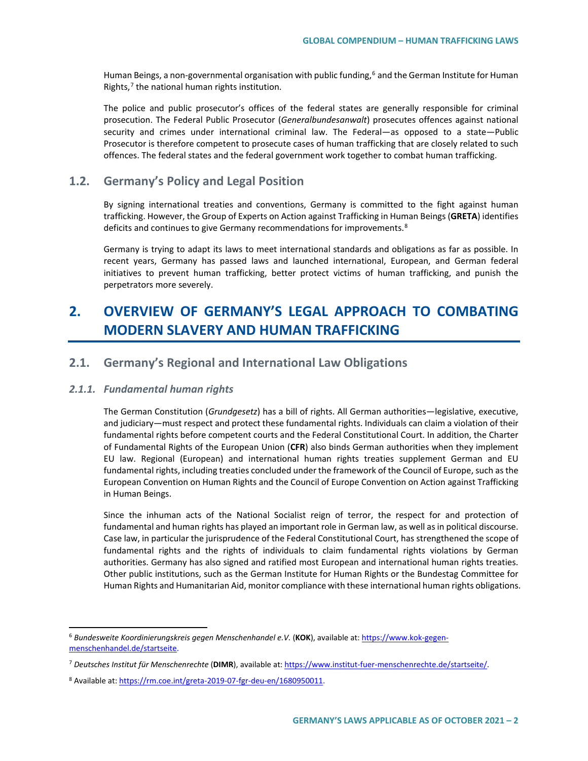Human Beings, a non-governmental organisation with public funding,[6] and the German Institute for Human Rights,[7] the national human rights institution.

The police and public prosecutor's offices of the federal states are generally responsible for criminal prosecution. The Federal Public Prosecutor (*Generalbundesanwalt*) prosecutes offences against national security and crimes under international criminal law. The Federal—as opposed to a state—Public Prosecutor is therefore competent to prosecute cases of human trafficking that are closely related to such offences. The federal states and the federal government work together to combat human trafficking.

## 1.2. Germany's Policy and Legal Position

By signing international treaties and conventions, Germany is committed to the fight against human trafficking. However, the Group of Experts on Action against Trafficking in Human Beings (**GRETA**) identifies deficits and continues to give Germany recommendations for improvements.[8]

Germany is trying to adapt its laws to meet international standards and obligations as far as possible. In recent years, Germany has passed laws and launched international, European, and German federal initiatives to prevent human trafficking, better protect victims of human trafficking, and punish the perpetrators more severely.

# 2. OVERVIEW OF GERMANY'S LEGAL APPROACH TO COMBATING MODERN SLAVERY AND HUMAN TRAFFICKING

## 2.1. Germany's Regional and International Law Obligations

### *2.1.1. Fundamental human rights*

The German Constitution (*Grundgesetz*) has a bill of rights. All German authorities—legislative, executive, and judiciary—must respect and protect these fundamental rights. Individuals can claim a violation of their fundamental rights before competent courts and the Federal Constitutional Court. In addition, the Charter of Fundamental Rights of the European Union (**CFR**) also binds German authorities when they implement EU law. Regional (European) and international human rights treaties supplement German and EU fundamental rights, including treaties concluded under the framework of the Council of Europe, such as the European Convention on Human Rights and the Council of Europe Convention on Action against Trafficking in Human Beings.

Since the inhuman acts of the National Socialist reign of terror, the respect for and protection of fundamental and human rights has played an important role in German law, as well as in political discourse. Case law, in particular the jurisprudence of the Federal Constitutional Court, has strengthened the scope of fundamental rights and the rights of individuals to claim fundamental rights violations by German authorities. Germany has also signed and ratified most European and international human rights treaties. Other public institutions, such as the German Institute for Human Rights or the Bundestag Committee for Human Rights and Humanitarian Aid, monitor compliance with these international human rights obligations.

---

[6] *Bundesweite Koordinierungskreis gegen Menschenhandel e.V.* (**KOK**), available at: https://www.kok-gegen-menschenhandel.de/startseite.

[7] *Deutsches Institut für Menschenrechte* (**DIMR**), available at: https://www.institut-fuer-menschenrechte.de/startseite/.

[8] Available at: https://rm.coe.int/greta-2019-07-fgr-deu-en/1680950011.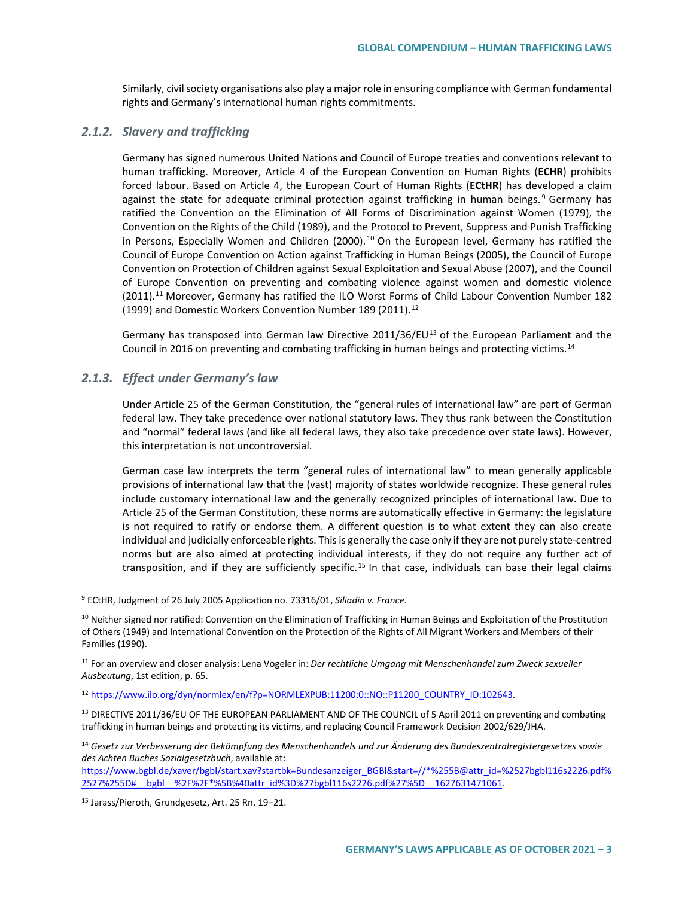Similarly, civil society organisations also play a major role in ensuring compliance with German fundamental rights and Germany's international human rights commitments.

### *2.1.2. Slavery and trafficking*

Germany has signed numerous United Nations and Council of Europe treaties and conventions relevant to human trafficking. Moreover, Article 4 of the European Convention on Human Rights (**ECHR**) prohibits forced labour. Based on Article 4, the European Court of Human Rights (**ECtHR**) has developed a claim against the state for adequate criminal protection against trafficking in human beings.[9] Germany has ratified the Convention on the Elimination of All Forms of Discrimination against Women (1979), the Convention on the Rights of the Child (1989), and the Protocol to Prevent, Suppress and Punish Trafficking in Persons, Especially Women and Children (2000).[10] On the European level, Germany has ratified the Council of Europe Convention on Action against Trafficking in Human Beings (2005), the Council of Europe Convention on Protection of Children against Sexual Exploitation and Sexual Abuse (2007), and the Council of Europe Convention on preventing and combating violence against women and domestic violence (2011).[11] Moreover, Germany has ratified the ILO Worst Forms of Child Labour Convention Number 182 (1999) and Domestic Workers Convention Number 189 (2011).[12]

Germany has transposed into German law Directive 2011/36/EU[13] of the European Parliament and the Council in 2016 on preventing and combating trafficking in human beings and protecting victims.[14]

### *2.1.3. Effect under Germany's law*

Under Article 25 of the German Constitution, the "general rules of international law" are part of German federal law. They take precedence over national statutory laws. They thus rank between the Constitution and "normal" federal laws (and like all federal laws, they also take precedence over state laws). However, this interpretation is not uncontroversial.

German case law interprets the term "general rules of international law" to mean generally applicable provisions of international law that the (vast) majority of states worldwide recognize. These general rules include customary international law and the generally recognized principles of international law. Due to Article 25 of the German Constitution, these norms are automatically effective in Germany: the legislature is not required to ratify or endorse them. A different question is to what extent they can also create individual and judicially enforceable rights. This is generally the case only if they are not purely state-centred norms but are also aimed at protecting individual interests, if they do not require any further act of transposition, and if they are sufficiently specific.[15] In that case, individuals can base their legal claims

---

[9] ECtHR, Judgment of 26 July 2005 Application no. 73316/01, *Siliadin v. France*.

[10] Neither signed nor ratified: Convention on the Elimination of Trafficking in Human Beings and Exploitation of the Prostitution of Others (1949) and International Convention on the Protection of the Rights of All Migrant Workers and Members of their Families (1990).

[11] For an overview and closer analysis: Lena Vogeler in: *Der rechtliche Umgang mit Menschenhandel zum Zweck sexueller Ausbeutung*, 1st edition, p. 65.

[12] https://www.ilo.org/dyn/normlex/en/f?p=NORMLEXPUB:11200:0::NO::P11200_COUNTRY_ID:102643.

[13] DIRECTIVE 2011/36/EU OF THE EUROPEAN PARLIAMENT AND OF THE COUNCIL of 5 April 2011 on preventing and combating trafficking in human beings and protecting its victims, and replacing Council Framework Decision 2002/629/JHA.

[14] *Gesetz zur Verbesserung der Bekämpfung des Menschenhandels und zur Änderung des Bundeszentralregistergesetzes sowie des Achten Buches Sozialgesetzbuch*, available at: https://www.bgbl.de/xaver/bgbl/start.xav?startbk=Bundesanzeiger_BGBl&start=//*%255B@attr_id=%2527bgbl116s2226.pdf%2527%255D#__bgbl__%2F%2F*%5B%40attr_id%3D%27bgbl116s2226.pdf%27%5D__1627631471061.

[15] Jarass/Pieroth, Grundgesetz, Art. 25 Rn. 19–21.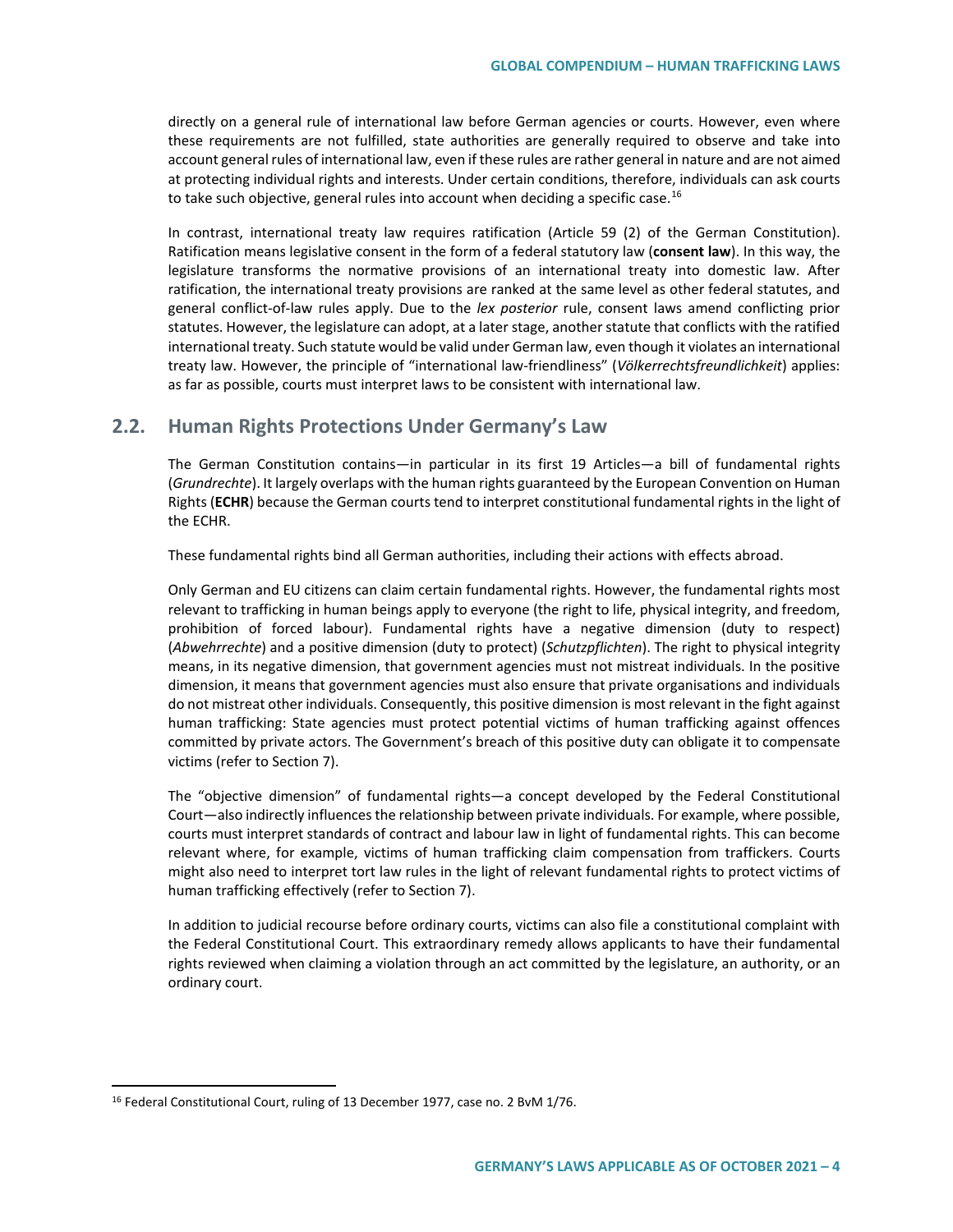directly on a general rule of international law before German agencies or courts. However, even where these requirements are not fulfilled, state authorities are generally required to observe and take into account general rules of international law, even if these rules are rather general in nature and are not aimed at protecting individual rights and interests. Under certain conditions, therefore, individuals can ask courts to take such objective, general rules into account when deciding a specific case.[16]

In contrast, international treaty law requires ratification (Article 59 (2) of the German Constitution). Ratification means legislative consent in the form of a federal statutory law (**consent law**). In this way, the legislature transforms the normative provisions of an international treaty into domestic law. After ratification, the international treaty provisions are ranked at the same level as other federal statutes, and general conflict-of-law rules apply. Due to the *lex posterior* rule, consent laws amend conflicting prior statutes. However, the legislature can adopt, at a later stage, another statute that conflicts with the ratified international treaty. Such statute would be valid under German law, even though it violates an international treaty law. However, the principle of "international law-friendliness" (*Völkerrechtsfreundlichkeit*) applies: as far as possible, courts must interpret laws to be consistent with international law.

## 2.2. Human Rights Protections Under Germany's Law

The German Constitution contains—in particular in its first 19 Articles—a bill of fundamental rights (*Grundrechte*). It largely overlaps with the human rights guaranteed by the European Convention on Human Rights (**ECHR**) because the German courts tend to interpret constitutional fundamental rights in the light of the ECHR.

These fundamental rights bind all German authorities, including their actions with effects abroad.

Only German and EU citizens can claim certain fundamental rights. However, the fundamental rights most relevant to trafficking in human beings apply to everyone (the right to life, physical integrity, and freedom, prohibition of forced labour). Fundamental rights have a negative dimension (duty to respect) (*Abwehrrechte*) and a positive dimension (duty to protect) (*Schutzpflichten*). The right to physical integrity means, in its negative dimension, that government agencies must not mistreat individuals. In the positive dimension, it means that government agencies must also ensure that private organisations and individuals do not mistreat other individuals. Consequently, this positive dimension is most relevant in the fight against human trafficking: State agencies must protect potential victims of human trafficking against offences committed by private actors. The Government's breach of this positive duty can obligate it to compensate victims (refer to Section 7).

The "objective dimension" of fundamental rights—a concept developed by the Federal Constitutional Court—also indirectly influences the relationship between private individuals. For example, where possible, courts must interpret standards of contract and labour law in light of fundamental rights. This can become relevant where, for example, victims of human trafficking claim compensation from traffickers. Courts might also need to interpret tort law rules in the light of relevant fundamental rights to protect victims of human trafficking effectively (refer to Section 7).

In addition to judicial recourse before ordinary courts, victims can also file a constitutional complaint with the Federal Constitutional Court. This extraordinary remedy allows applicants to have their fundamental rights reviewed when claiming a violation through an act committed by the legislature, an authority, or an ordinary court.

---

[16] Federal Constitutional Court, ruling of 13 December 1977, case no. 2 BvM 1/76.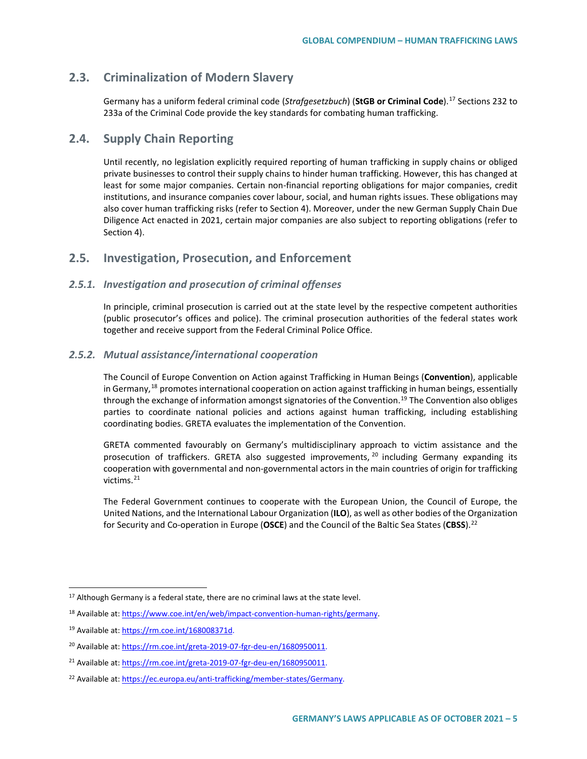## 2.3. Criminalization of Modern Slavery

Germany has a uniform federal criminal code (*Strafgesetzbuch*) (**StGB or Criminal Code**).[17] Sections 232 to 233a of the Criminal Code provide the key standards for combating human trafficking.

## 2.4. Supply Chain Reporting

Until recently, no legislation explicitly required reporting of human trafficking in supply chains or obliged private businesses to control their supply chains to hinder human trafficking. However, this has changed at least for some major companies. Certain non-financial reporting obligations for major companies, credit institutions, and insurance companies cover labour, social, and human rights issues. These obligations may also cover human trafficking risks (refer to Section 4). Moreover, under the new German Supply Chain Due Diligence Act enacted in 2021, certain major companies are also subject to reporting obligations (refer to Section 4).

## 2.5. Investigation, Prosecution, and Enforcement

### *2.5.1. Investigation and prosecution of criminal offenses*

In principle, criminal prosecution is carried out at the state level by the respective competent authorities (public prosecutor's offices and police). The criminal prosecution authorities of the federal states work together and receive support from the Federal Criminal Police Office.

### *2.5.2. Mutual assistance/international cooperation*

The Council of Europe Convention on Action against Trafficking in Human Beings (**Convention**), applicable in Germany,[18] promotes international cooperation on action against trafficking in human beings, essentially through the exchange of information amongst signatories of the Convention.[19] The Convention also obliges parties to coordinate national policies and actions against human trafficking, including establishing coordinating bodies. GRETA evaluates the implementation of the Convention.

GRETA commented favourably on Germany's multidisciplinary approach to victim assistance and the prosecution of traffickers. GRETA also suggested improvements,[20] including Germany expanding its cooperation with governmental and non-governmental actors in the main countries of origin for trafficking victims.[21]

The Federal Government continues to cooperate with the European Union, the Council of Europe, the United Nations, and the International Labour Organization (**ILO**), as well as other bodies of the Organization for Security and Co-operation in Europe (**OSCE**) and the Council of the Baltic Sea States (**CBSS**).[22]

---

[17] Although Germany is a federal state, there are no criminal laws at the state level.

[18] Available at: https://www.coe.int/en/web/impact-convention-human-rights/germany.

[19] Available at: https://rm.coe.int/168008371d.

[20] Available at: https://rm.coe.int/greta-2019-07-fgr-deu-en/1680950011.

[21] Available at: https://rm.coe.int/greta-2019-07-fgr-deu-en/1680950011.

[22] Available at: https://ec.europa.eu/anti-trafficking/member-states/Germany.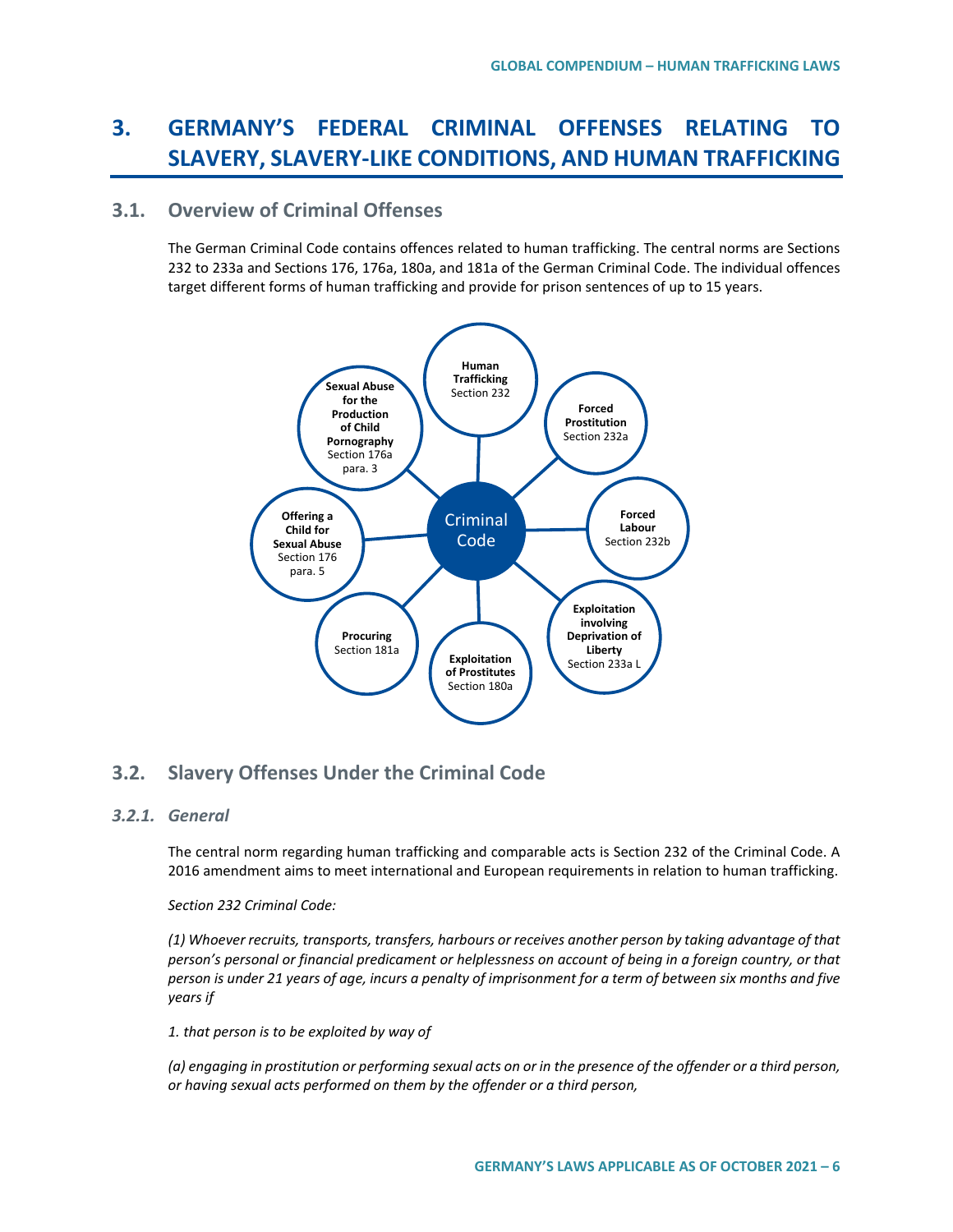## 3. GERMANY'S FEDERAL CRIMINAL OFFENSES RELATING TO SLAVERY, SLAVERY-LIKE CONDITIONS, AND HUMAN TRAFFICKING

### 3.1. Overview of Criminal Offenses

The German Criminal Code contains offences related to human trafficking. The central norms are Sections 232 to 233a and Sections 176, 176a, 180a, and 181a of the German Criminal Code. The individual offences target different forms of human trafficking and provide for prison sentences of up to 15 years.

Criminal Code

- **Human Trafficking** Section 232
- **Forced Prostitution** Section 232a
- **Forced Labour** Section 232b
- **Exploitation involving Deprivation of Liberty** Section 233a L
- **Exploitation of Prostitutes** Section 180a
- **Procuring** Section 181a
- **Offering a Child for Sexual Abuse** Section 176 para. 5
- **Sexual Abuse for the Production of Child Pornography** Section 176a para. 3

### 3.2. Slavery Offenses Under the Criminal Code

#### *3.2.1. General*

The central norm regarding human trafficking and comparable acts is Section 232 of the Criminal Code. A 2016 amendment aims to meet international and European requirements in relation to human trafficking.

*Section 232 Criminal Code:*

*(1) Whoever recruits, transports, transfers, harbours or receives another person by taking advantage of that person's personal or financial predicament or helplessness on account of being in a foreign country, or that person is under 21 years of age, incurs a penalty of imprisonment for a term of between six months and five years if*

*1. that person is to be exploited by way of*

*(a) engaging in prostitution or performing sexual acts on or in the presence of the offender or a third person, or having sexual acts performed on them by the offender or a third person,*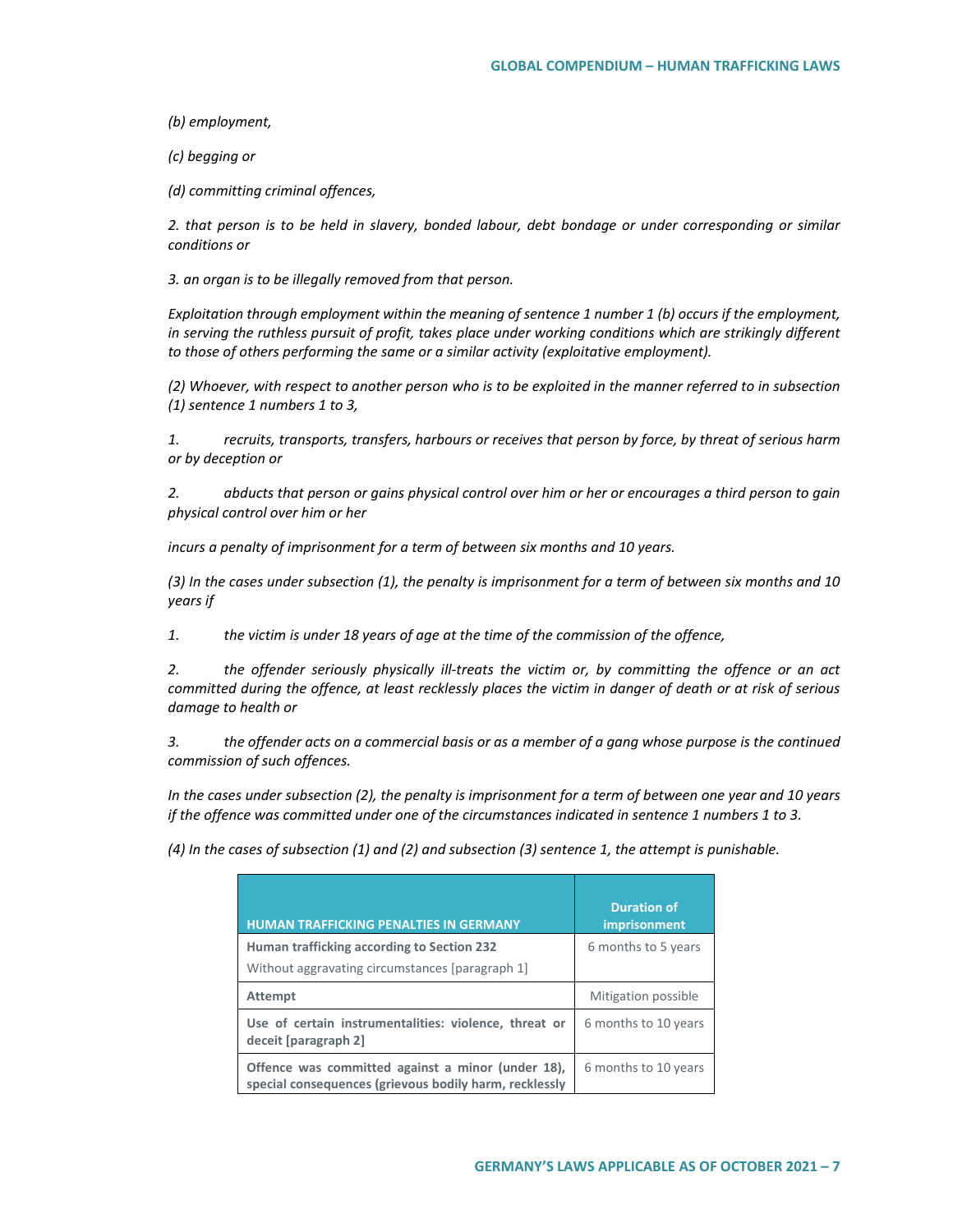*(b) employment,*

*(c) begging or*

*(d) committing criminal offences,*

*2. that person is to be held in slavery, bonded labour, debt bondage or under corresponding or similar conditions or*

*3. an organ is to be illegally removed from that person.*

*Exploitation through employment within the meaning of sentence 1 number 1 (b) occurs if the employment, in serving the ruthless pursuit of profit, takes place under working conditions which are strikingly different to those of others performing the same or a similar activity (exploitative employment).*

*(2) Whoever, with respect to another person who is to be exploited in the manner referred to in subsection (1) sentence 1 numbers 1 to 3,*

*1. recruits, transports, transfers, harbours or receives that person by force, by threat of serious harm or by deception or*

*2. abducts that person or gains physical control over him or her or encourages a third person to gain physical control over him or her*

*incurs a penalty of imprisonment for a term of between six months and 10 years.*

*(3) In the cases under subsection (1), the penalty is imprisonment for a term of between six months and 10 years if*

*1. the victim is under 18 years of age at the time of the commission of the offence,*

*2. the offender seriously physically ill-treats the victim or, by committing the offence or an act committed during the offence, at least recklessly places the victim in danger of death or at risk of serious damage to health or*

*3. the offender acts on a commercial basis or as a member of a gang whose purpose is the continued commission of such offences.*

*In the cases under subsection (2), the penalty is imprisonment for a term of between one year and 10 years if the offence was committed under one of the circumstances indicated in sentence 1 numbers 1 to 3.*

*(4) In the cases of subsection (1) and (2) and subsection (3) sentence 1, the attempt is punishable.*

| HUMAN TRAFFICKING PENALTIES IN GERMANY | Duration of imprisonment |
|---|---|
| **Human trafficking according to Section 232**<br>Without aggravating circumstances [paragraph 1] | 6 months to 5 years |
| **Attempt** | Mitigation possible |
| **Use of certain instrumentalities: violence, threat or deceit [paragraph 2]** | 6 months to 10 years |
| **Offence was committed against a minor (under 18), special consequences (grievous bodily harm, recklessly** | 6 months to 10 years |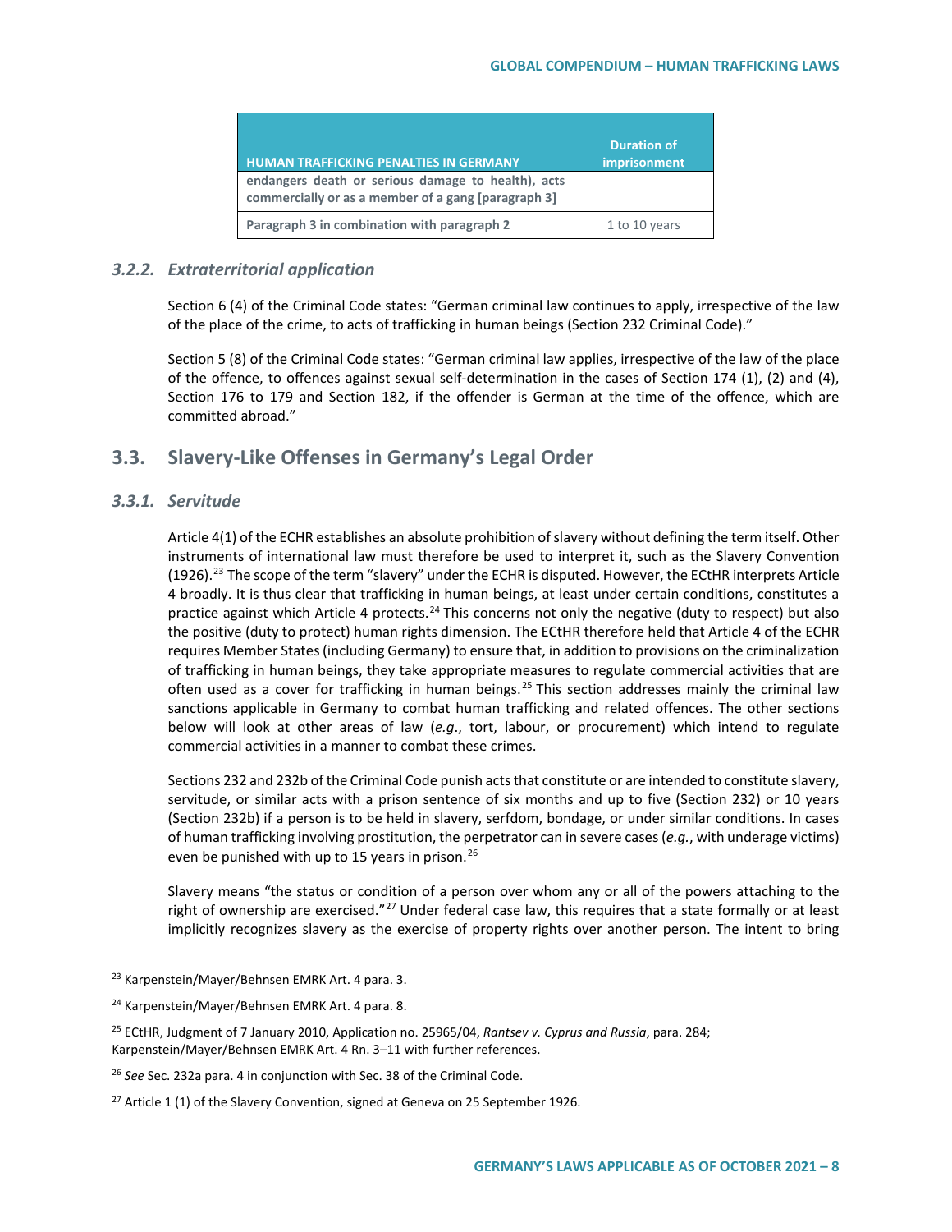| HUMAN TRAFFICKING PENALTIES IN GERMANY | Duration of imprisonment |
|---|---|
| endangers death or serious damage to health), acts commercially or as a member of a gang [paragraph 3] | |
| Paragraph 3 in combination with paragraph 2 | 1 to 10 years |

### 3.2.2. *Extraterritorial application*

Section 6 (4) of the Criminal Code states: "German criminal law continues to apply, irrespective of the law of the place of the crime, to acts of trafficking in human beings (Section 232 Criminal Code)."

Section 5 (8) of the Criminal Code states: "German criminal law applies, irrespective of the law of the place of the offence, to offences against sexual self-determination in the cases of Section 174 (1), (2) and (4), Section 176 to 179 and Section 182, if the offender is German at the time of the offence, which are committed abroad."

## 3.3. Slavery-Like Offenses in Germany's Legal Order

### 3.3.1. *Servitude*

Article 4(1) of the ECHR establishes an absolute prohibition of slavery without defining the term itself. Other instruments of international law must therefore be used to interpret it, such as the Slavery Convention (1926).[23] The scope of the term "slavery" under the ECHR is disputed. However, the ECtHR interprets Article 4 broadly. It is thus clear that trafficking in human beings, at least under certain conditions, constitutes a practice against which Article 4 protects.[24] This concerns not only the negative (duty to respect) but also the positive (duty to protect) human rights dimension. The ECtHR therefore held that Article 4 of the ECHR requires Member States (including Germany) to ensure that, in addition to provisions on the criminalization of trafficking in human beings, they take appropriate measures to regulate commercial activities that are often used as a cover for trafficking in human beings.[25] This section addresses mainly the criminal law sanctions applicable in Germany to combat human trafficking and related offences. The other sections below will look at other areas of law (*e.g*., tort, labour, or procurement) which intend to regulate commercial activities in a manner to combat these crimes.

Sections 232 and 232b of the Criminal Code punish acts that constitute or are intended to constitute slavery, servitude, or similar acts with a prison sentence of six months and up to five (Section 232) or 10 years (Section 232b) if a person is to be held in slavery, serfdom, bondage, or under similar conditions. In cases of human trafficking involving prostitution, the perpetrator can in severe cases (*e.g.*, with underage victims) even be punished with up to 15 years in prison.[26]

Slavery means "the status or condition of a person over whom any or all of the powers attaching to the right of ownership are exercised."[27] Under federal case law, this requires that a state formally or at least implicitly recognizes slavery as the exercise of property rights over another person. The intent to bring

---

[23] Karpenstein/Mayer/Behnsen EMRK Art. 4 para. 3.

[24] Karpenstein/Mayer/Behnsen EMRK Art. 4 para. 8.

[25] ECtHR, Judgment of 7 January 2010, Application no. 25965/04, *Rantsev v. Cyprus and Russia*, para. 284; Karpenstein/Mayer/Behnsen EMRK Art. 4 Rn. 3–11 with further references.

[26] *See* Sec. 232a para. 4 in conjunction with Sec. 38 of the Criminal Code.

[27] Article 1 (1) of the Slavery Convention, signed at Geneva on 25 September 1926.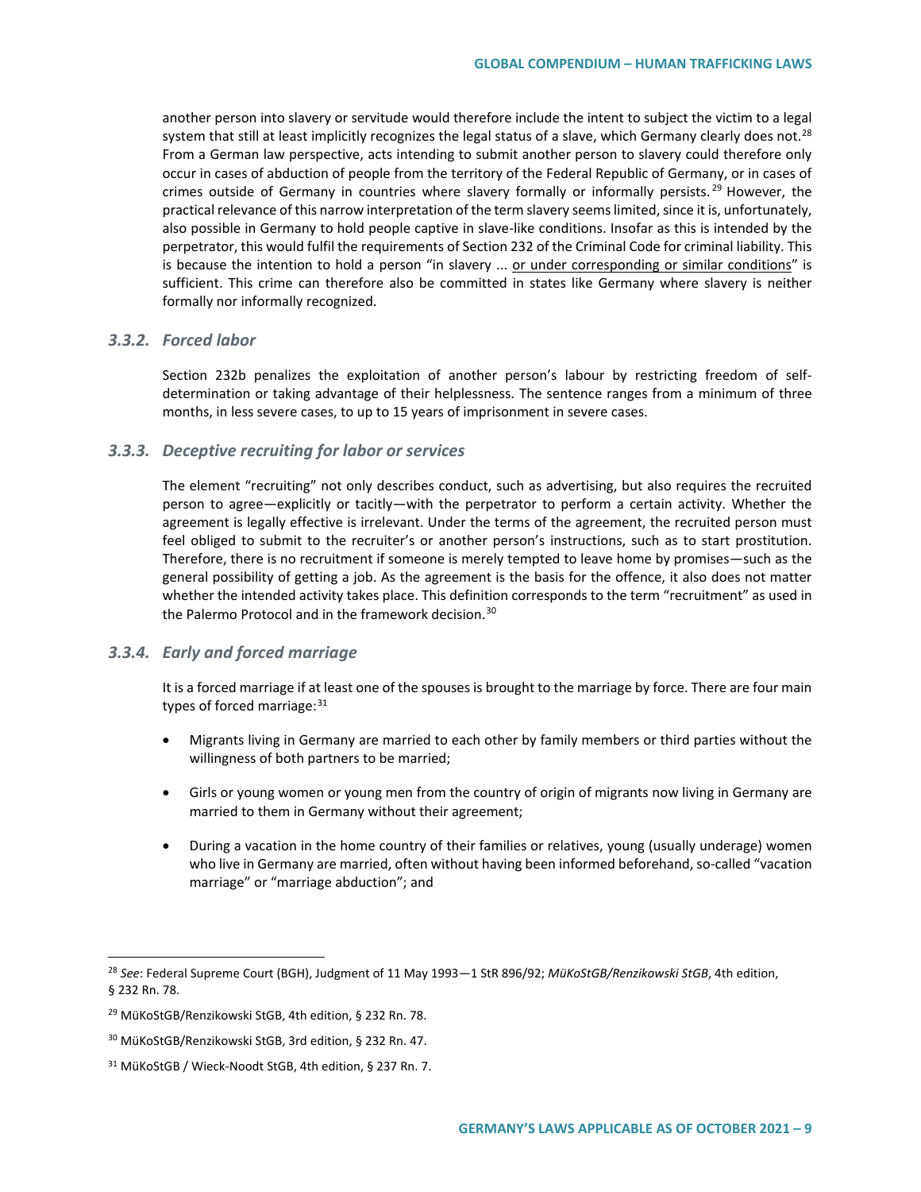another person into slavery or servitude would therefore include the intent to subject the victim to a legal system that still at least implicitly recognizes the legal status of a slave, which Germany clearly does not.[28] From a German law perspective, acts intending to submit another person to slavery could therefore only occur in cases of abduction of people from the territory of the Federal Republic of Germany, or in cases of crimes outside of Germany in countries where slavery formally or informally persists.[29] However, the practical relevance of this narrow interpretation of the term slavery seems limited, since it is, unfortunately, also possible in Germany to hold people captive in slave-like conditions. Insofar as this is intended by the perpetrator, this would fulfil the requirements of Section 232 of the Criminal Code for criminal liability. This is because the intention to hold a person "in slavery ... <u>or under corresponding or similar conditions</u>" is sufficient. This crime can therefore also be committed in states like Germany where slavery is neither formally nor informally recognized.

### *3.3.2. Forced labor*

Section 232b penalizes the exploitation of another person's labour by restricting freedom of self-determination or taking advantage of their helplessness. The sentence ranges from a minimum of three months, in less severe cases, to up to 15 years of imprisonment in severe cases.

### *3.3.3. Deceptive recruiting for labor or services*

The element "recruiting" not only describes conduct, such as advertising, but also requires the recruited person to agree—explicitly or tacitly—with the perpetrator to perform a certain activity. Whether the agreement is legally effective is irrelevant. Under the terms of the agreement, the recruited person must feel obliged to submit to the recruiter's or another person's instructions, such as to start prostitution. Therefore, there is no recruitment if someone is merely tempted to leave home by promises—such as the general possibility of getting a job. As the agreement is the basis for the offence, it also does not matter whether the intended activity takes place. This definition corresponds to the term "recruitment" as used in the Palermo Protocol and in the framework decision.[30]

### *3.3.4. Early and forced marriage*

It is a forced marriage if at least one of the spouses is brought to the marriage by force. There are four main types of forced marriage:[31]

- Migrants living in Germany are married to each other by family members or third parties without the willingness of both partners to be married;
- Girls or young women or young men from the country of origin of migrants now living in Germany are married to them in Germany without their agreement;
- During a vacation in the home country of their families or relatives, young (usually underage) women who live in Germany are married, often without having been informed beforehand, so-called "vacation marriage" or "marriage abduction"; and

---

[28] *See*: Federal Supreme Court (BGH), Judgment of 11 May 1993—1 StR 896/92; *MüKoStGB/Renzikowski StGB*, 4th edition, § 232 Rn. 78.

[29] MüKoStGB/Renzikowski StGB, 4th edition, § 232 Rn. 78.

[30] MüKoStGB/Renzikowski StGB, 3rd edition, § 232 Rn. 47.

[31] MüKoStGB / Wieck-Noodt StGB, 4th edition, § 237 Rn. 7.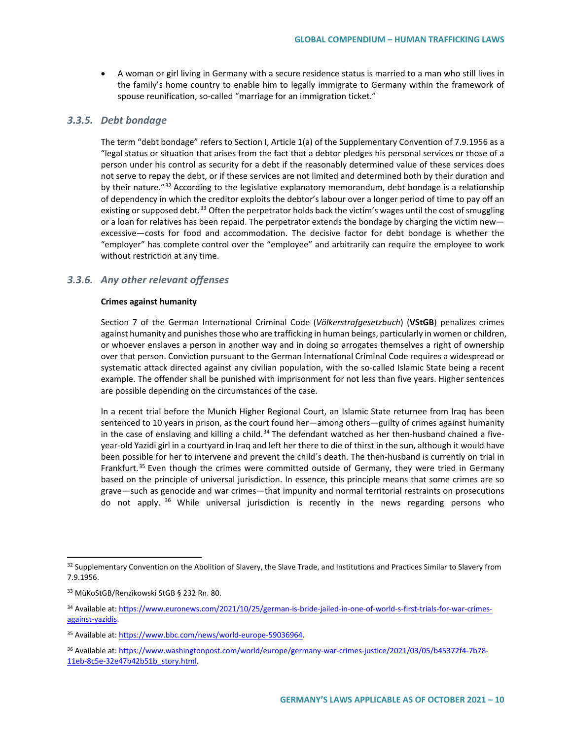- A woman or girl living in Germany with a secure residence status is married to a man who still lives in the family's home country to enable him to legally immigrate to Germany within the framework of spouse reunification, so-called "marriage for an immigration ticket."

### *3.3.5. Debt bondage*

The term "debt bondage" refers to Section I, Article 1(a) of the Supplementary Convention of 7.9.1956 as a "legal status or situation that arises from the fact that a debtor pledges his personal services or those of a person under his control as security for a debt if the reasonably determined value of these services does not serve to repay the debt, or if these services are not limited and determined both by their duration and by their nature."[32] According to the legislative explanatory memorandum, debt bondage is a relationship of dependency in which the creditor exploits the debtor's labour over a longer period of time to pay off an existing or supposed debt.[33] Often the perpetrator holds back the victim's wages until the cost of smuggling or a loan for relatives has been repaid. The perpetrator extends the bondage by charging the victim new—excessive—costs for food and accommodation. The decisive factor for debt bondage is whether the "employer" has complete control over the "employee" and arbitrarily can require the employee to work without restriction at any time.

### *3.3.6. Any other relevant offenses*

**Crimes against humanity**

Section 7 of the German International Criminal Code (*Völkerstrafgesetzbuch*) (**VStGB**) penalizes crimes against humanity and punishes those who are trafficking in human beings, particularly in women or children, or whoever enslaves a person in another way and in doing so arrogates themselves a right of ownership over that person. Conviction pursuant to the German International Criminal Code requires a widespread or systematic attack directed against any civilian population, with the so-called Islamic State being a recent example. The offender shall be punished with imprisonment for not less than five years. Higher sentences are possible depending on the circumstances of the case.

In a recent trial before the Munich Higher Regional Court, an Islamic State returnee from Iraq has been sentenced to 10 years in prison, as the court found her—among others—guilty of crimes against humanity in the case of enslaving and killing a child.[34] The defendant watched as her then-husband chained a five-year-old Yazidi girl in a courtyard in Iraq and left her there to die of thirst in the sun, although it would have been possible for her to intervene and prevent the child´s death. The then-husband is currently on trial in Frankfurt.[35] Even though the crimes were committed outside of Germany, they were tried in Germany based on the principle of universal jurisdiction. In essence, this principle means that some crimes are so grave—such as genocide and war crimes—that impunity and normal territorial restraints on prosecutions do not apply.[36] While universal jurisdiction is recently in the news regarding persons who

---

[32] Supplementary Convention on the Abolition of Slavery, the Slave Trade, and Institutions and Practices Similar to Slavery from 7.9.1956.

[33] MüKoStGB/Renzikowski StGB § 232 Rn. 80.

[34] Available at: https://www.euronews.com/2021/10/25/german-is-bride-jailed-in-one-of-world-s-first-trials-for-war-crimes-against-yazidis.

[35] Available at: https://www.bbc.com/news/world-europe-59036964.

[36] Available at: https://www.washingtonpost.com/world/europe/germany-war-crimes-justice/2021/03/05/b45372f4-7b78-11eb-8c5e-32e47b42b51b_story.html.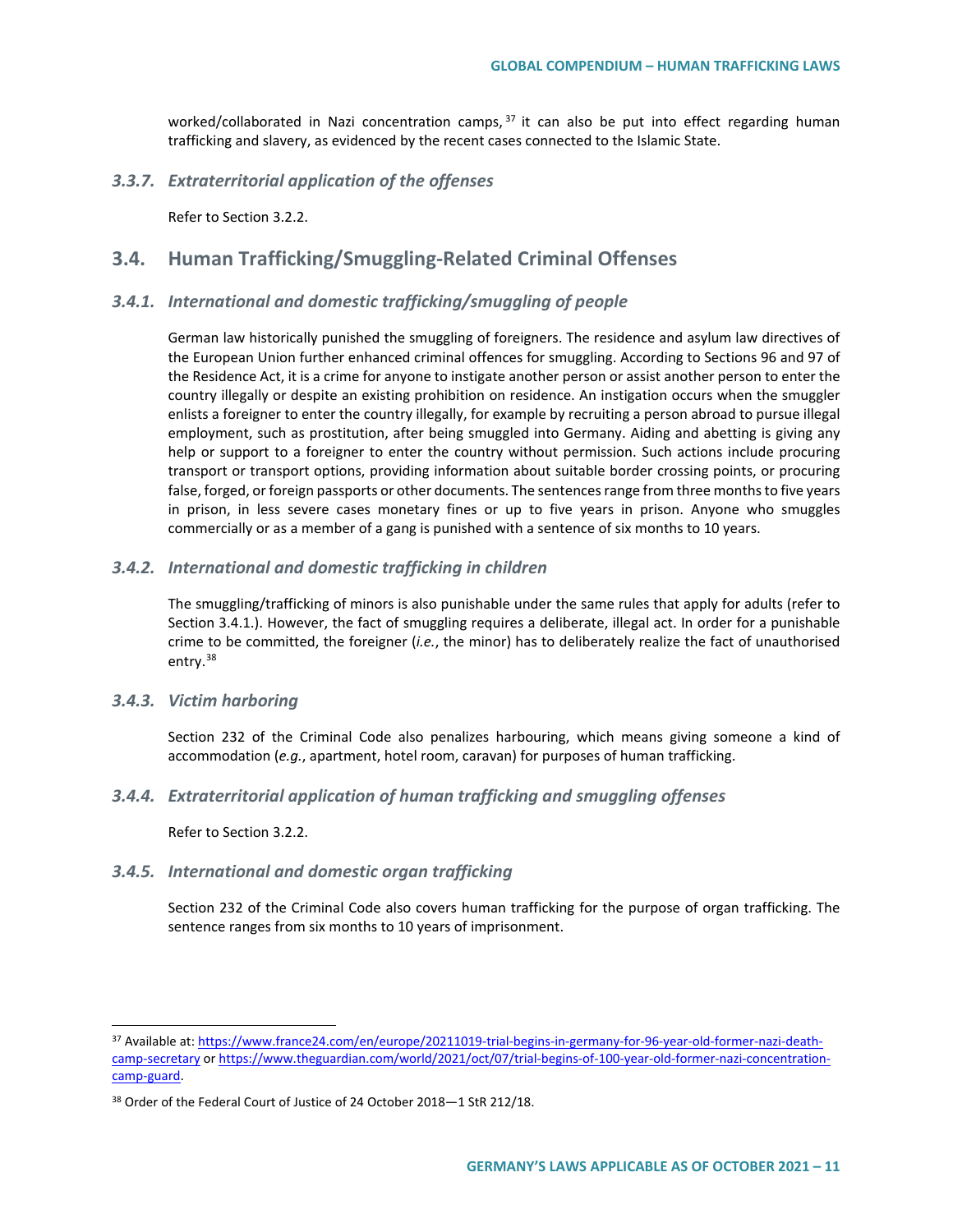worked/collaborated in Nazi concentration camps,[37] it can also be put into effect regarding human trafficking and slavery, as evidenced by the recent cases connected to the Islamic State.

### *3.3.7. Extraterritorial application of the offenses*

Refer to Section 3.2.2.

## 3.4. Human Trafficking/Smuggling-Related Criminal Offenses

### *3.4.1. International and domestic trafficking/smuggling of people*

German law historically punished the smuggling of foreigners. The residence and asylum law directives of the European Union further enhanced criminal offences for smuggling. According to Sections 96 and 97 of the Residence Act, it is a crime for anyone to instigate another person or assist another person to enter the country illegally or despite an existing prohibition on residence. An instigation occurs when the smuggler enlists a foreigner to enter the country illegally, for example by recruiting a person abroad to pursue illegal employment, such as prostitution, after being smuggled into Germany. Aiding and abetting is giving any help or support to a foreigner to enter the country without permission. Such actions include procuring transport or transport options, providing information about suitable border crossing points, or procuring false, forged, or foreign passports or other documents. The sentences range from three months to five years in prison, in less severe cases monetary fines or up to five years in prison. Anyone who smuggles commercially or as a member of a gang is punished with a sentence of six months to 10 years.

### *3.4.2. International and domestic trafficking in children*

The smuggling/trafficking of minors is also punishable under the same rules that apply for adults (refer to Section 3.4.1.). However, the fact of smuggling requires a deliberate, illegal act. In order for a punishable crime to be committed, the foreigner (*i.e.*, the minor) has to deliberately realize the fact of unauthorised entry.[38]

### *3.4.3. Victim harboring*

Section 232 of the Criminal Code also penalizes harbouring, which means giving someone a kind of accommodation (*e.g.*, apartment, hotel room, caravan) for purposes of human trafficking.

### *3.4.4. Extraterritorial application of human trafficking and smuggling offenses*

Refer to Section 3.2.2.

### *3.4.5. International and domestic organ trafficking*

Section 232 of the Criminal Code also covers human trafficking for the purpose of organ trafficking. The sentence ranges from six months to 10 years of imprisonment.

---

[37] Available at: https://www.france24.com/en/europe/20211019-trial-begins-in-germany-for-96-year-old-former-nazi-death-camp-secretary or https://www.theguardian.com/world/2021/oct/07/trial-begins-of-100-year-old-former-nazi-concentration-camp-guard.

[38] Order of the Federal Court of Justice of 24 October 2018—1 StR 212/18.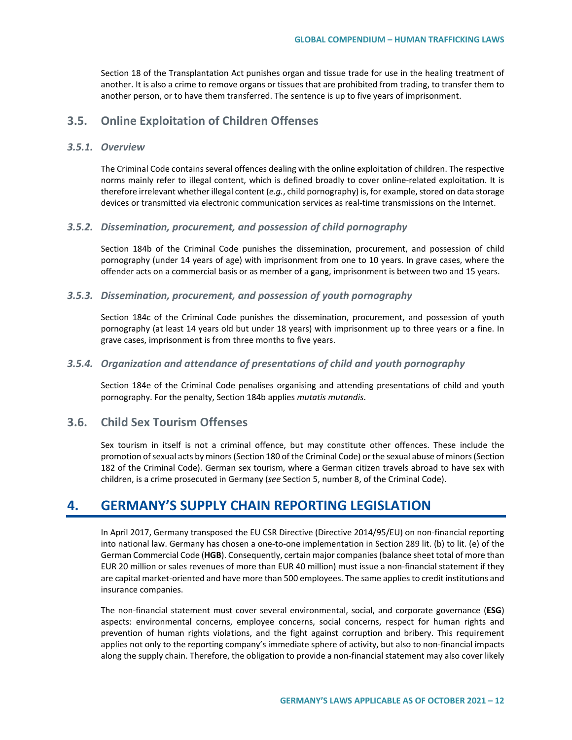Section 18 of the Transplantation Act punishes organ and tissue trade for use in the healing treatment of another. It is also a crime to remove organs or tissues that are prohibited from trading, to transfer them to another person, or to have them transferred. The sentence is up to five years of imprisonment.

## 3.5. Online Exploitation of Children Offenses

### *3.5.1. Overview*

The Criminal Code contains several offences dealing with the online exploitation of children. The respective norms mainly refer to illegal content, which is defined broadly to cover online-related exploitation. It is therefore irrelevant whether illegal content (*e.g.*, child pornography) is, for example, stored on data storage devices or transmitted via electronic communication services as real-time transmissions on the Internet.

### *3.5.2. Dissemination, procurement, and possession of child pornography*

Section 184b of the Criminal Code punishes the dissemination, procurement, and possession of child pornography (under 14 years of age) with imprisonment from one to 10 years. In grave cases, where the offender acts on a commercial basis or as member of a gang, imprisonment is between two and 15 years.

### *3.5.3. Dissemination, procurement, and possession of youth pornography*

Section 184c of the Criminal Code punishes the dissemination, procurement, and possession of youth pornography (at least 14 years old but under 18 years) with imprisonment up to three years or a fine. In grave cases, imprisonment is from three months to five years.

### *3.5.4. Organization and attendance of presentations of child and youth pornography*

Section 184e of the Criminal Code penalises organising and attending presentations of child and youth pornography. For the penalty, Section 184b applies *mutatis mutandis*.

## 3.6. Child Sex Tourism Offenses

Sex tourism in itself is not a criminal offence, but may constitute other offences. These include the promotion of sexual acts by minors (Section 180 of the Criminal Code) or the sexual abuse of minors (Section 182 of the Criminal Code). German sex tourism, where a German citizen travels abroad to have sex with children, is a crime prosecuted in Germany (*see* Section 5, number 8, of the Criminal Code).

# 4. GERMANY'S SUPPLY CHAIN REPORTING LEGISLATION

In April 2017, Germany transposed the EU CSR Directive (Directive 2014/95/EU) on non-financial reporting into national law. Germany has chosen a one-to-one implementation in Section 289 lit. (b) to lit. (e) of the German Commercial Code (**HGB**). Consequently, certain major companies (balance sheet total of more than EUR 20 million or sales revenues of more than EUR 40 million) must issue a non-financial statement if they are capital market-oriented and have more than 500 employees. The same applies to credit institutions and insurance companies.

The non-financial statement must cover several environmental, social, and corporate governance (**ESG**) aspects: environmental concerns, employee concerns, social concerns, respect for human rights and prevention of human rights violations, and the fight against corruption and bribery. This requirement applies not only to the reporting company's immediate sphere of activity, but also to non-financial impacts along the supply chain. Therefore, the obligation to provide a non-financial statement may also cover likely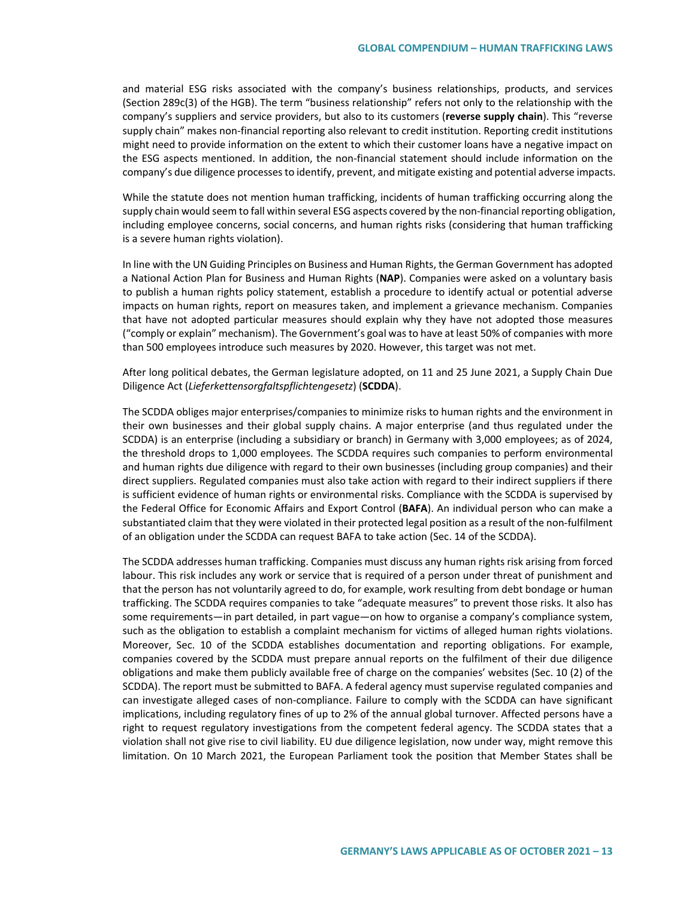and material ESG risks associated with the company's business relationships, products, and services (Section 289c(3) of the HGB). The term "business relationship" refers not only to the relationship with the company's suppliers and service providers, but also to its customers (**reverse supply chain**). This "reverse supply chain" makes non-financial reporting also relevant to credit institution. Reporting credit institutions might need to provide information on the extent to which their customer loans have a negative impact on the ESG aspects mentioned. In addition, the non-financial statement should include information on the company's due diligence processes to identify, prevent, and mitigate existing and potential adverse impacts.

While the statute does not mention human trafficking, incidents of human trafficking occurring along the supply chain would seem to fall within several ESG aspects covered by the non-financial reporting obligation, including employee concerns, social concerns, and human rights risks (considering that human trafficking is a severe human rights violation).

In line with the UN Guiding Principles on Business and Human Rights, the German Government has adopted a National Action Plan for Business and Human Rights (**NAP**). Companies were asked on a voluntary basis to publish a human rights policy statement, establish a procedure to identify actual or potential adverse impacts on human rights, report on measures taken, and implement a grievance mechanism. Companies that have not adopted particular measures should explain why they have not adopted those measures ("comply or explain" mechanism). The Government's goal was to have at least 50% of companies with more than 500 employees introduce such measures by 2020. However, this target was not met.

After long political debates, the German legislature adopted, on 11 and 25 June 2021, a Supply Chain Due Diligence Act (*Lieferkettensorgfaltspflichtengesetz*) (**SCDDA**).

The SCDDA obliges major enterprises/companies to minimize risks to human rights and the environment in their own businesses and their global supply chains. A major enterprise (and thus regulated under the SCDDA) is an enterprise (including a subsidiary or branch) in Germany with 3,000 employees; as of 2024, the threshold drops to 1,000 employees. The SCDDA requires such companies to perform environmental and human rights due diligence with regard to their own businesses (including group companies) and their direct suppliers. Regulated companies must also take action with regard to their indirect suppliers if there is sufficient evidence of human rights or environmental risks. Compliance with the SCDDA is supervised by the Federal Office for Economic Affairs and Export Control (**BAFA**). An individual person who can make a substantiated claim that they were violated in their protected legal position as a result of the non-fulfilment of an obligation under the SCDDA can request BAFA to take action (Sec. 14 of the SCDDA).

The SCDDA addresses human trafficking. Companies must discuss any human rights risk arising from forced labour. This risk includes any work or service that is required of a person under threat of punishment and that the person has not voluntarily agreed to do, for example, work resulting from debt bondage or human trafficking. The SCDDA requires companies to take "adequate measures" to prevent those risks. It also has some requirements—in part detailed, in part vague—on how to organise a company's compliance system, such as the obligation to establish a complaint mechanism for victims of alleged human rights violations. Moreover, Sec. 10 of the SCDDA establishes documentation and reporting obligations. For example, companies covered by the SCDDA must prepare annual reports on the fulfilment of their due diligence obligations and make them publicly available free of charge on the companies' websites (Sec. 10 (2) of the SCDDA). The report must be submitted to BAFA. A federal agency must supervise regulated companies and can investigate alleged cases of non-compliance. Failure to comply with the SCDDA can have significant implications, including regulatory fines of up to 2% of the annual global turnover. Affected persons have a right to request regulatory investigations from the competent federal agency. The SCDDA states that a violation shall not give rise to civil liability. EU due diligence legislation, now under way, might remove this limitation. On 10 March 2021, the European Parliament took the position that Member States shall be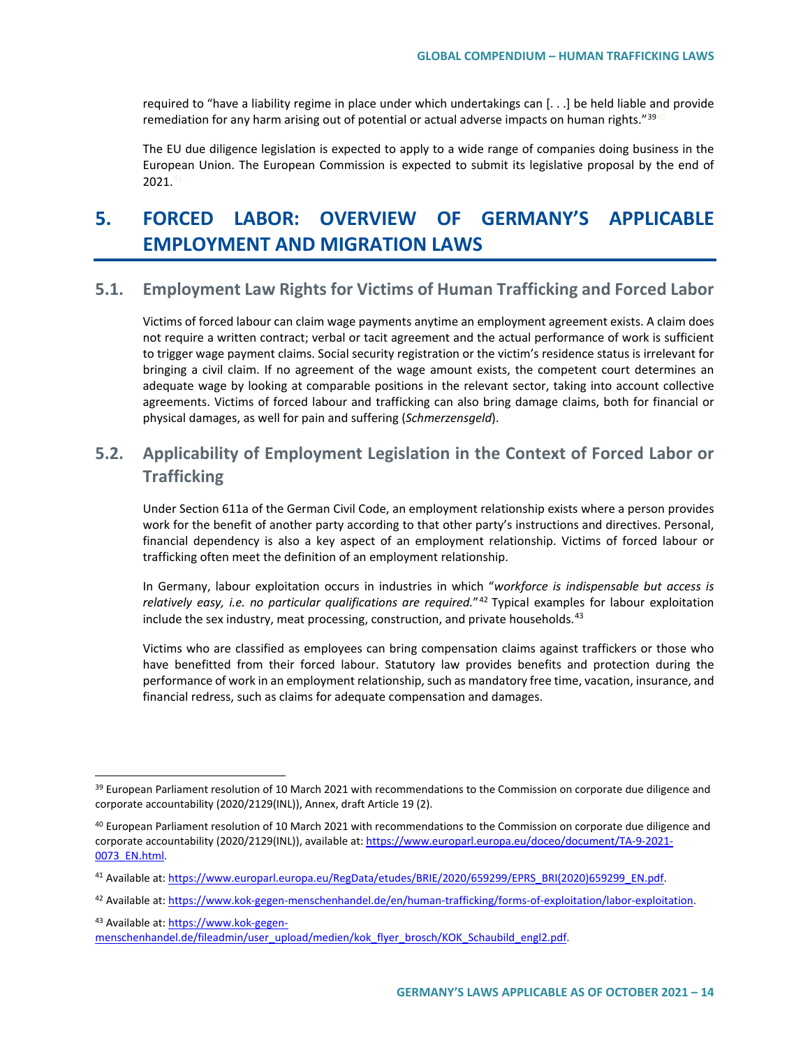required to "have a liability regime in place under which undertakings can [. . .] be held liable and provide remediation for any harm arising out of potential or actual adverse impacts on human rights."[39] [40]

The EU due diligence legislation is expected to apply to a wide range of companies doing business in the European Union. The European Commission is expected to submit its legislative proposal by the end of 2021.[41]

# 5. FORCED LABOR: OVERVIEW OF GERMANY'S APPLICABLE EMPLOYMENT AND MIGRATION LAWS

## 5.1. Employment Law Rights for Victims of Human Trafficking and Forced Labor

Victims of forced labour can claim wage payments anytime an employment agreement exists. A claim does not require a written contract; verbal or tacit agreement and the actual performance of work is sufficient to trigger wage payment claims. Social security registration or the victim's residence status is irrelevant for bringing a civil claim. If no agreement of the wage amount exists, the competent court determines an adequate wage by looking at comparable positions in the relevant sector, taking into account collective agreements. Victims of forced labour and trafficking can also bring damage claims, both for financial or physical damages, as well for pain and suffering (*Schmerzensgeld*).

## 5.2. Applicability of Employment Legislation in the Context of Forced Labor or Trafficking

Under Section 611a of the German Civil Code, an employment relationship exists where a person provides work for the benefit of another party according to that other party's instructions and directives. Personal, financial dependency is also a key aspect of an employment relationship. Victims of forced labour or trafficking often meet the definition of an employment relationship.

In Germany, labour exploitation occurs in industries in which "*workforce is indispensable but access is relatively easy, i.e. no particular qualifications are required.*"[42] Typical examples for labour exploitation include the sex industry, meat processing, construction, and private households.[43]

Victims who are classified as employees can bring compensation claims against traffickers or those who have benefitted from their forced labour. Statutory law provides benefits and protection during the performance of work in an employment relationship, such as mandatory free time, vacation, insurance, and financial redress, such as claims for adequate compensation and damages.

---

[39] European Parliament resolution of 10 March 2021 with recommendations to the Commission on corporate due diligence and corporate accountability (2020/2129(INL)), Annex, draft Article 19 (2).

[40] European Parliament resolution of 10 March 2021 with recommendations to the Commission on corporate due diligence and corporate accountability (2020/2129(INL)), available at: https://www.europarl.europa.eu/doceo/document/TA-9-2021-0073_EN.html.

[41] Available at: https://www.europarl.europa.eu/RegData/etudes/BRIE/2020/659299/EPRS_BRI(2020)659299_EN.pdf.

[42] Available at: https://www.kok-gegen-menschenhandel.de/en/human-trafficking/forms-of-exploitation/labor-exploitation.

[43] Available at: https://www.kok-gegen-menschenhandel.de/fileadmin/user_upload/medien/kok_flyer_brosch/KOK_Schaubild_engl2.pdf.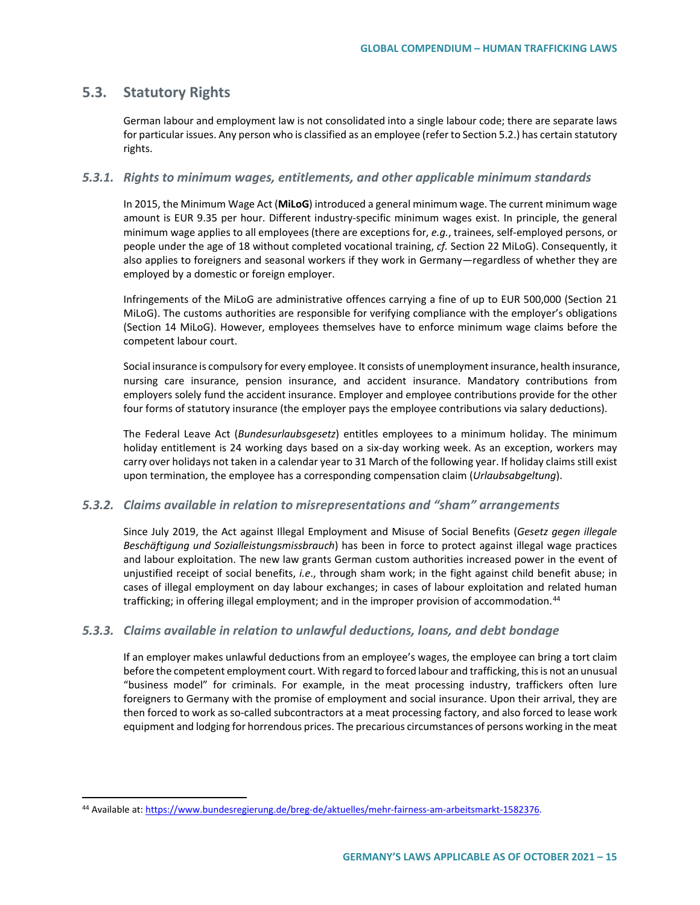## 5.3. Statutory Rights

German labour and employment law is not consolidated into a single labour code; there are separate laws for particular issues. Any person who is classified as an employee (refer to Section 5.2.) has certain statutory rights.

### *5.3.1. Rights to minimum wages, entitlements, and other applicable minimum standards*

In 2015, the Minimum Wage Act (**MiLoG**) introduced a general minimum wage. The current minimum wage amount is EUR 9.35 per hour. Different industry-specific minimum wages exist. In principle, the general minimum wage applies to all employees (there are exceptions for, *e.g.*, trainees, self-employed persons, or people under the age of 18 without completed vocational training, *cf.* Section 22 MiLoG). Consequently, it also applies to foreigners and seasonal workers if they work in Germany—regardless of whether they are employed by a domestic or foreign employer.

Infringements of the MiLoG are administrative offences carrying a fine of up to EUR 500,000 (Section 21 MiLoG). The customs authorities are responsible for verifying compliance with the employer's obligations (Section 14 MiLoG). However, employees themselves have to enforce minimum wage claims before the competent labour court.

Social insurance is compulsory for every employee. It consists of unemployment insurance, health insurance, nursing care insurance, pension insurance, and accident insurance. Mandatory contributions from employers solely fund the accident insurance. Employer and employee contributions provide for the other four forms of statutory insurance (the employer pays the employee contributions via salary deductions).

The Federal Leave Act (*Bundesurlaubsgesetz*) entitles employees to a minimum holiday. The minimum holiday entitlement is 24 working days based on a six-day working week. As an exception, workers may carry over holidays not taken in a calendar year to 31 March of the following year. If holiday claims still exist upon termination, the employee has a corresponding compensation claim (*Urlaubsabgeltung*).

### *5.3.2. Claims available in relation to misrepresentations and "sham" arrangements*

Since July 2019, the Act against Illegal Employment and Misuse of Social Benefits (*Gesetz gegen illegale Beschäftigung und Sozialleistungsmissbrauch*) has been in force to protect against illegal wage practices and labour exploitation. The new law grants German custom authorities increased power in the event of unjustified receipt of social benefits, *i.e*., through sham work; in the fight against child benefit abuse; in cases of illegal employment on day labour exchanges; in cases of labour exploitation and related human trafficking; in offering illegal employment; and in the improper provision of accommodation.[44]

### *5.3.3. Claims available in relation to unlawful deductions, loans, and debt bondage*

If an employer makes unlawful deductions from an employee's wages, the employee can bring a tort claim before the competent employment court. With regard to forced labour and trafficking, this is not an unusual "business model" for criminals. For example, in the meat processing industry, traffickers often lure foreigners to Germany with the promise of employment and social insurance. Upon their arrival, they are then forced to work as so-called subcontractors at a meat processing factory, and also forced to lease work equipment and lodging for horrendous prices. The precarious circumstances of persons working in the meat

---

[44] Available at: https://www.bundesregierung.de/breg-de/aktuelles/mehr-fairness-am-arbeitsmarkt-1582376.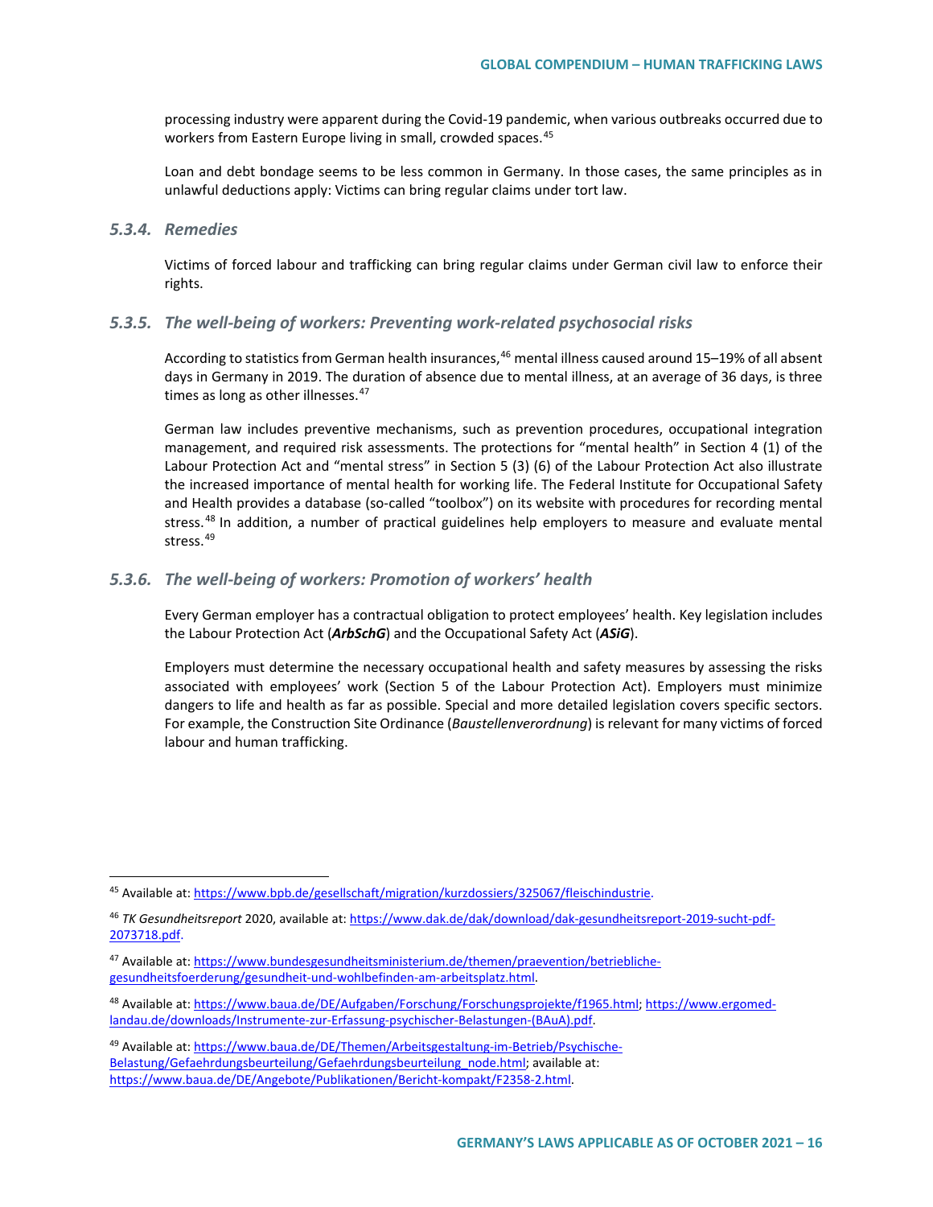processing industry were apparent during the Covid-19 pandemic, when various outbreaks occurred due to workers from Eastern Europe living in small, crowded spaces.[45]

Loan and debt bondage seems to be less common in Germany. In those cases, the same principles as in unlawful deductions apply: Victims can bring regular claims under tort law.

### *5.3.4. Remedies*

Victims of forced labour and trafficking can bring regular claims under German civil law to enforce their rights.

### *5.3.5. The well-being of workers: Preventing work-related psychosocial risks*

According to statistics from German health insurances,[46] mental illness caused around 15–19% of all absent days in Germany in 2019. The duration of absence due to mental illness, at an average of 36 days, is three times as long as other illnesses.[47]

German law includes preventive mechanisms, such as prevention procedures, occupational integration management, and required risk assessments. The protections for "mental health" in Section 4 (1) of the Labour Protection Act and "mental stress" in Section 5 (3) (6) of the Labour Protection Act also illustrate the increased importance of mental health for working life. The Federal Institute for Occupational Safety and Health provides a database (so-called "toolbox") on its website with procedures for recording mental stress.[48] In addition, a number of practical guidelines help employers to measure and evaluate mental stress.[49]

### *5.3.6. The well-being of workers: Promotion of workers' health*

Every German employer has a contractual obligation to protect employees' health. Key legislation includes the Labour Protection Act (***ArbSchG***) and the Occupational Safety Act (***ASiG***).

Employers must determine the necessary occupational health and safety measures by assessing the risks associated with employees' work (Section 5 of the Labour Protection Act). Employers must minimize dangers to life and health as far as possible. Special and more detailed legislation covers specific sectors. For example, the Construction Site Ordinance (*Baustellenverordnung*) is relevant for many victims of forced labour and human trafficking.

---

[45] Available at: https://www.bpb.de/gesellschaft/migration/kurzdossiers/325067/fleischindustrie.

[46] *TK Gesundheitsreport* 2020, available at: https://www.dak.de/dak/download/dak-gesundheitsreport-2019-sucht-pdf-2073718.pdf.

[47] Available at: https://www.bundesgesundheitsministerium.de/themen/praevention/betriebliche-gesundheitsfoerderung/gesundheit-und-wohlbefinden-am-arbeitsplatz.html.

[48] Available at: https://www.baua.de/DE/Aufgaben/Forschung/Forschungsprojekte/f1965.html; https://www.ergomed-landau.de/downloads/Instrumente-zur-Erfassung-psychischer-Belastungen-(BAuA).pdf.

[49] Available at: https://www.baua.de/DE/Themen/Arbeitsgestaltung-im-Betrieb/Psychische-Belastung/Gefaehrdungsbeurteilung/Gefaehrdungsbeurteilung_node.html; available at: https://www.baua.de/DE/Angebote/Publikationen/Bericht-kompakt/F2358-2.html.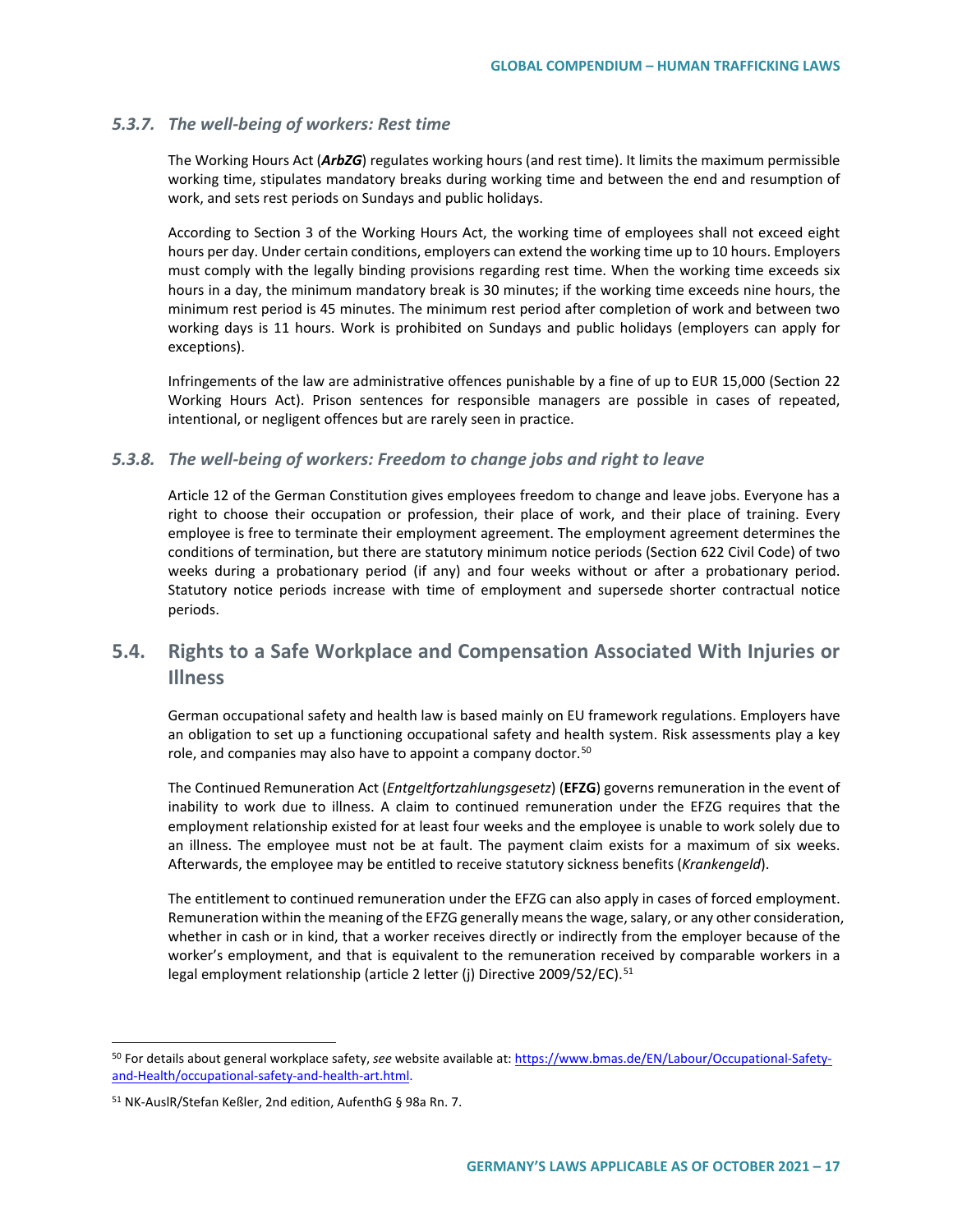### 5.3.7. *The well-being of workers: Rest time*

The Working Hours Act (***ArbZG***) regulates working hours (and rest time). It limits the maximum permissible working time, stipulates mandatory breaks during working time and between the end and resumption of work, and sets rest periods on Sundays and public holidays.

According to Section 3 of the Working Hours Act, the working time of employees shall not exceed eight hours per day. Under certain conditions, employers can extend the working time up to 10 hours. Employers must comply with the legally binding provisions regarding rest time. When the working time exceeds six hours in a day, the minimum mandatory break is 30 minutes; if the working time exceeds nine hours, the minimum rest period is 45 minutes. The minimum rest period after completion of work and between two working days is 11 hours. Work is prohibited on Sundays and public holidays (employers can apply for exceptions).

Infringements of the law are administrative offences punishable by a fine of up to EUR 15,000 (Section 22 Working Hours Act). Prison sentences for responsible managers are possible in cases of repeated, intentional, or negligent offences but are rarely seen in practice.

### 5.3.8. *The well-being of workers: Freedom to change jobs and right to leave*

Article 12 of the German Constitution gives employees freedom to change and leave jobs. Everyone has a right to choose their occupation or profession, their place of work, and their place of training. Every employee is free to terminate their employment agreement. The employment agreement determines the conditions of termination, but there are statutory minimum notice periods (Section 622 Civil Code) of two weeks during a probationary period (if any) and four weeks without or after a probationary period. Statutory notice periods increase with time of employment and supersede shorter contractual notice periods.

## 5.4. Rights to a Safe Workplace and Compensation Associated With Injuries or Illness

German occupational safety and health law is based mainly on EU framework regulations. Employers have an obligation to set up a functioning occupational safety and health system. Risk assessments play a key role, and companies may also have to appoint a company doctor.[50]

The Continued Remuneration Act (*Entgeltfortzahlungsgesetz*) (**EFZG**) governs remuneration in the event of inability to work due to illness. A claim to continued remuneration under the EFZG requires that the employment relationship existed for at least four weeks and the employee is unable to work solely due to an illness. The employee must not be at fault. The payment claim exists for a maximum of six weeks. Afterwards, the employee may be entitled to receive statutory sickness benefits (*Krankengeld*).

The entitlement to continued remuneration under the EFZG can also apply in cases of forced employment. Remuneration within the meaning of the EFZG generally means the wage, salary, or any other consideration, whether in cash or in kind, that a worker receives directly or indirectly from the employer because of the worker's employment, and that is equivalent to the remuneration received by comparable workers in a legal employment relationship (article 2 letter (j) Directive 2009/52/EC).[51]

---

[50] For details about general workplace safety, *see* website available at: https://www.bmas.de/EN/Labour/Occupational-Safety-and-Health/occupational-safety-and-health-art.html.

[51] NK-AuslR/Stefan Keßler, 2nd edition, AufenthG § 98a Rn. 7.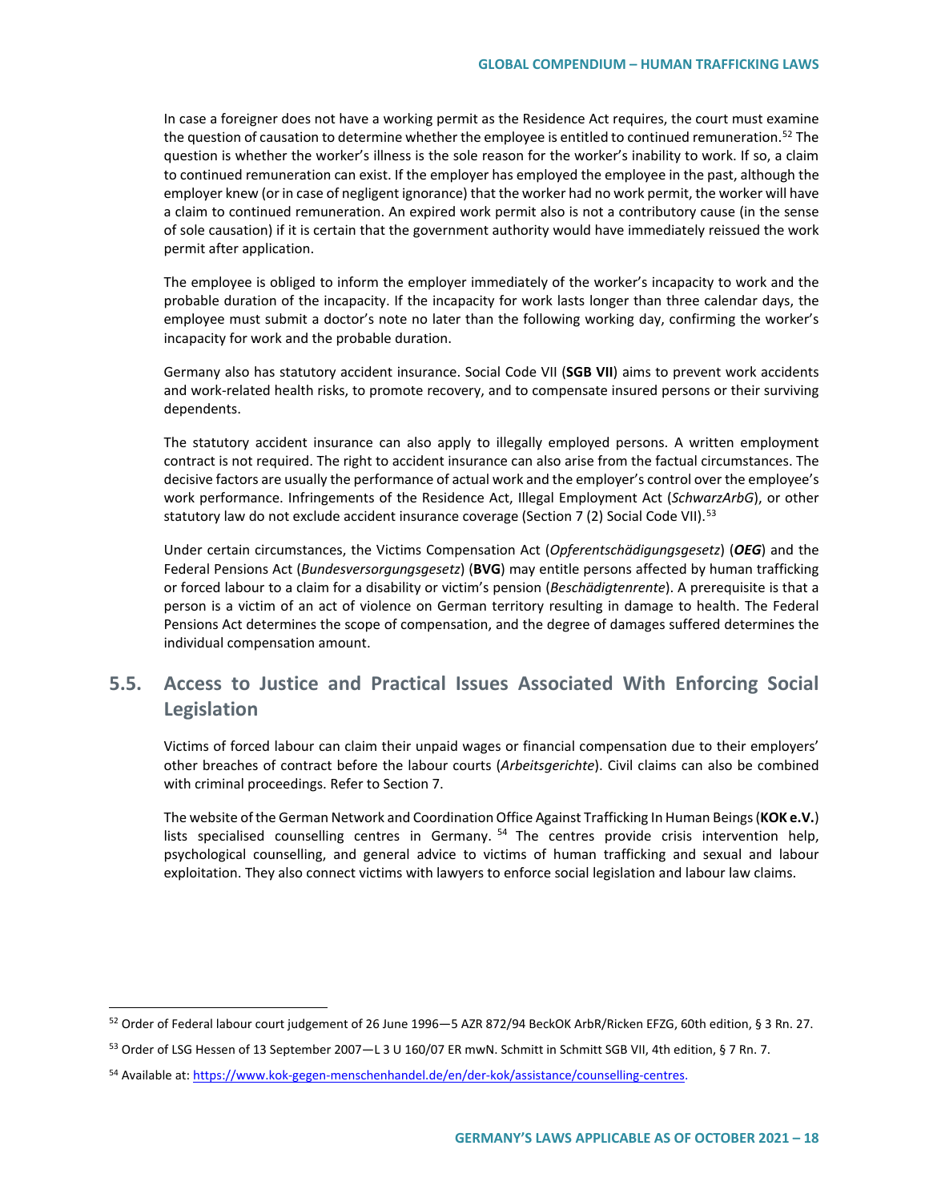In case a foreigner does not have a working permit as the Residence Act requires, the court must examine the question of causation to determine whether the employee is entitled to continued remuneration.[52] The question is whether the worker's illness is the sole reason for the worker's inability to work. If so, a claim to continued remuneration can exist. If the employer has employed the employee in the past, although the employer knew (or in case of negligent ignorance) that the worker had no work permit, the worker will have a claim to continued remuneration. An expired work permit also is not a contributory cause (in the sense of sole causation) if it is certain that the government authority would have immediately reissued the work permit after application.

The employee is obliged to inform the employer immediately of the worker's incapacity to work and the probable duration of the incapacity. If the incapacity for work lasts longer than three calendar days, the employee must submit a doctor's note no later than the following working day, confirming the worker's incapacity for work and the probable duration.

Germany also has statutory accident insurance. Social Code VII (**SGB VII**) aims to prevent work accidents and work-related health risks, to promote recovery, and to compensate insured persons or their surviving dependents.

The statutory accident insurance can also apply to illegally employed persons. A written employment contract is not required. The right to accident insurance can also arise from the factual circumstances. The decisive factors are usually the performance of actual work and the employer's control over the employee's work performance. Infringements of the Residence Act, Illegal Employment Act (*SchwarzArbG*), or other statutory law do not exclude accident insurance coverage (Section 7 (2) Social Code VII).[53]

Under certain circumstances, the Victims Compensation Act (*Opferentschädigungsgesetz*) (***OEG***) and the Federal Pensions Act (*Bundesversorgungsgesetz*) (**BVG**) may entitle persons affected by human trafficking or forced labour to a claim for a disability or victim's pension (*Beschädigtenrente*). A prerequisite is that a person is a victim of an act of violence on German territory resulting in damage to health. The Federal Pensions Act determines the scope of compensation, and the degree of damages suffered determines the individual compensation amount.

## 5.5. Access to Justice and Practical Issues Associated With Enforcing Social Legislation

Victims of forced labour can claim their unpaid wages or financial compensation due to their employers' other breaches of contract before the labour courts (*Arbeitsgerichte*). Civil claims can also be combined with criminal proceedings. Refer to Section 7.

The website of the German Network and Coordination Office Against Trafficking In Human Beings (**KOK e.V.**) lists specialised counselling centres in Germany.[54] The centres provide crisis intervention help, psychological counselling, and general advice to victims of human trafficking and sexual and labour exploitation. They also connect victims with lawyers to enforce social legislation and labour law claims.

---

[52] Order of Federal labour court judgement of 26 June 1996—5 AZR 872/94 BeckOK ArbR/Ricken EFZG, 60th edition, § 3 Rn. 27.

[53] Order of LSG Hessen of 13 September 2007—L 3 U 160/07 ER mwN. Schmitt in Schmitt SGB VII, 4th edition, § 7 Rn. 7.

[54] Available at: https://www.kok-gegen-menschenhandel.de/en/der-kok/assistance/counselling-centres.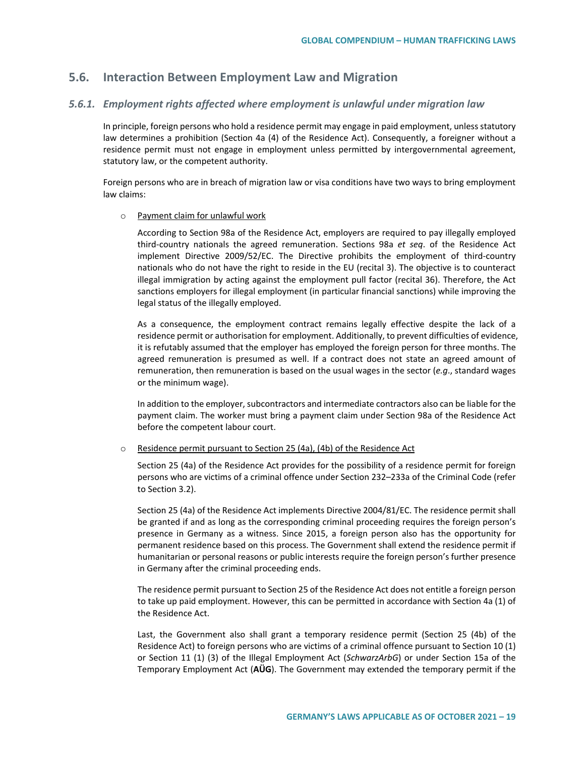## 5.6. Interaction Between Employment Law and Migration

### *5.6.1. Employment rights affected where employment is unlawful under migration law*

In principle, foreign persons who hold a residence permit may engage in paid employment, unless statutory law determines a prohibition (Section 4a (4) of the Residence Act). Consequently, a foreigner without a residence permit must not engage in employment unless permitted by intergovernmental agreement, statutory law, or the competent authority.

Foreign persons who are in breach of migration law or visa conditions have two ways to bring employment law claims:

- <u>Payment claim for unlawful work</u>

  According to Section 98a of the Residence Act, employers are required to pay illegally employed third-country nationals the agreed remuneration. Sections 98a *et seq*. of the Residence Act implement Directive 2009/52/EC. The Directive prohibits the employment of third-country nationals who do not have the right to reside in the EU (recital 3). The objective is to counteract illegal immigration by acting against the employment pull factor (recital 36). Therefore, the Act sanctions employers for illegal employment (in particular financial sanctions) while improving the legal status of the illegally employed.

  As a consequence, the employment contract remains legally effective despite the lack of a residence permit or authorisation for employment. Additionally, to prevent difficulties of evidence, it is refutably assumed that the employer has employed the foreign person for three months. The agreed remuneration is presumed as well. If a contract does not state an agreed amount of remuneration, then remuneration is based on the usual wages in the sector (*e.g.*, standard wages or the minimum wage).

  In addition to the employer, subcontractors and intermediate contractors also can be liable for the payment claim. The worker must bring a payment claim under Section 98a of the Residence Act before the competent labour court.

- <u>Residence permit pursuant to Section 25 (4a), (4b) of the Residence Act</u>

  Section 25 (4a) of the Residence Act provides for the possibility of a residence permit for foreign persons who are victims of a criminal offence under Section 232–233a of the Criminal Code (refer to Section 3.2).

  Section 25 (4a) of the Residence Act implements Directive 2004/81/EC. The residence permit shall be granted if and as long as the corresponding criminal proceeding requires the foreign person's presence in Germany as a witness. Since 2015, a foreign person also has the opportunity for permanent residence based on this process. The Government shall extend the residence permit if humanitarian or personal reasons or public interests require the foreign person's further presence in Germany after the criminal proceeding ends.

  The residence permit pursuant to Section 25 of the Residence Act does not entitle a foreign person to take up paid employment. However, this can be permitted in accordance with Section 4a (1) of the Residence Act.

  Last, the Government also shall grant a temporary residence permit (Section 25 (4b) of the Residence Act) to foreign persons who are victims of a criminal offence pursuant to Section 10 (1) or Section 11 (1) (3) of the Illegal Employment Act (*SchwarzArbG*) or under Section 15a of the Temporary Employment Act (**AÜG**). The Government may extended the temporary permit if the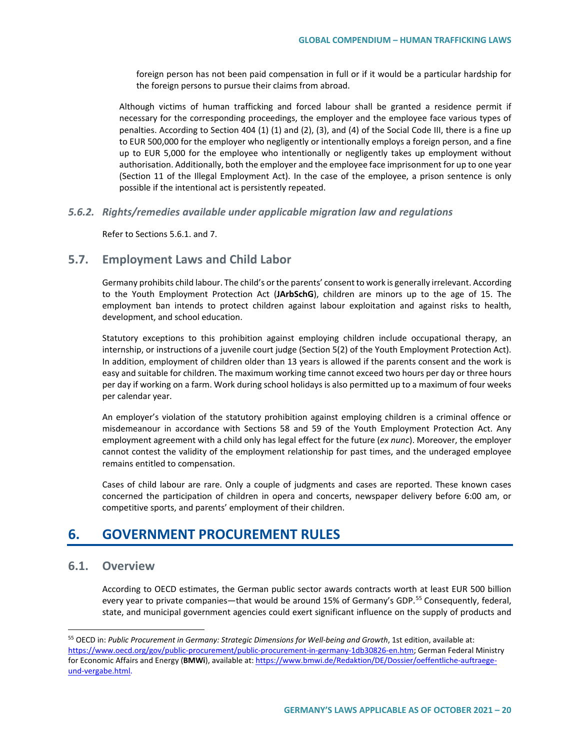foreign person has not been paid compensation in full or if it would be a particular hardship for the foreign persons to pursue their claims from abroad.

Although victims of human trafficking and forced labour shall be granted a residence permit if necessary for the corresponding proceedings, the employer and the employee face various types of penalties. According to Section 404 (1) (1) and (2), (3), and (4) of the Social Code III, there is a fine up to EUR 500,000 for the employer who negligently or intentionally employs a foreign person, and a fine up to EUR 5,000 for the employee who intentionally or negligently takes up employment without authorisation. Additionally, both the employer and the employee face imprisonment for up to one year (Section 11 of the Illegal Employment Act). In the case of the employee, a prison sentence is only possible if the intentional act is persistently repeated.

### *5.6.2. Rights/remedies available under applicable migration law and regulations*

Refer to Sections 5.6.1. and 7.

## 5.7. Employment Laws and Child Labor

Germany prohibits child labour. The child's or the parents' consent to work is generally irrelevant. According to the Youth Employment Protection Act (**JArbSchG**), children are minors up to the age of 15. The employment ban intends to protect children against labour exploitation and against risks to health, development, and school education.

Statutory exceptions to this prohibition against employing children include occupational therapy, an internship, or instructions of a juvenile court judge (Section 5(2) of the Youth Employment Protection Act). In addition, employment of children older than 13 years is allowed if the parents consent and the work is easy and suitable for children. The maximum working time cannot exceed two hours per day or three hours per day if working on a farm. Work during school holidays is also permitted up to a maximum of four weeks per calendar year.

An employer's violation of the statutory prohibition against employing children is a criminal offence or misdemeanour in accordance with Sections 58 and 59 of the Youth Employment Protection Act. Any employment agreement with a child only has legal effect for the future (*ex nunc*). Moreover, the employer cannot contest the validity of the employment relationship for past times, and the underaged employee remains entitled to compensation.

Cases of child labour are rare. Only a couple of judgments and cases are reported. These known cases concerned the participation of children in opera and concerts, newspaper delivery before 6:00 am, or competitive sports, and parents' employment of their children.

# 6. GOVERNMENT PROCUREMENT RULES

## 6.1. Overview

According to OECD estimates, the German public sector awards contracts worth at least EUR 500 billion every year to private companies—that would be around 15% of Germany's GDP.[55] Consequently, federal, state, and municipal government agencies could exert significant influence on the supply of products and

---

[55] OECD in: *Public Procurement in Germany: Strategic Dimensions for Well-being and Growth*, 1st edition, available at: https://www.oecd.org/gov/public-procurement/public-procurement-in-germany-1db30826-en.htm; German Federal Ministry for Economic Affairs and Energy (**BMWi**), available at: https://www.bmwi.de/Redaktion/DE/Dossier/oeffentliche-auftraege-und-vergabe.html.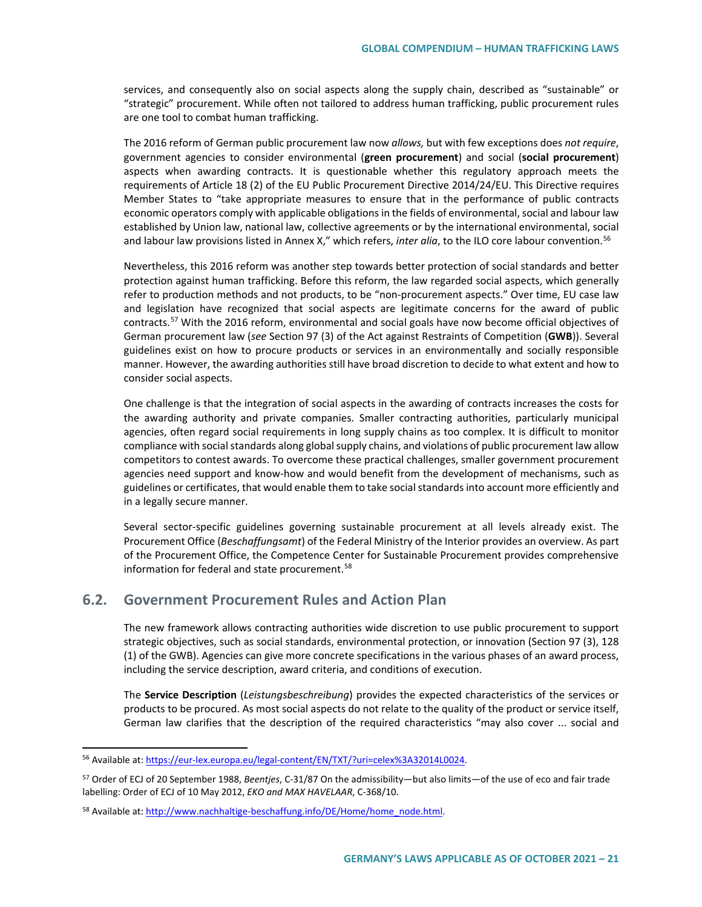services, and consequently also on social aspects along the supply chain, described as "sustainable" or "strategic" procurement. While often not tailored to address human trafficking, public procurement rules are one tool to combat human trafficking.

The 2016 reform of German public procurement law now *allows,* but with few exceptions does *not require*, government agencies to consider environmental (**green procurement**) and social (**social procurement**) aspects when awarding contracts. It is questionable whether this regulatory approach meets the requirements of Article 18 (2) of the EU Public Procurement Directive 2014/24/EU. This Directive requires Member States to "take appropriate measures to ensure that in the performance of public contracts economic operators comply with applicable obligations in the fields of environmental, social and labour law established by Union law, national law, collective agreements or by the international environmental, social and labour law provisions listed in Annex X," which refers, *inter alia*, to the ILO core labour convention.[56]

Nevertheless, this 2016 reform was another step towards better protection of social standards and better protection against human trafficking. Before this reform, the law regarded social aspects, which generally refer to production methods and not products, to be "non-procurement aspects." Over time, EU case law and legislation have recognized that social aspects are legitimate concerns for the award of public contracts.[57] With the 2016 reform, environmental and social goals have now become official objectives of German procurement law (*see* Section 97 (3) of the Act against Restraints of Competition (**GWB**)). Several guidelines exist on how to procure products or services in an environmentally and socially responsible manner. However, the awarding authorities still have broad discretion to decide to what extent and how to consider social aspects.

One challenge is that the integration of social aspects in the awarding of contracts increases the costs for the awarding authority and private companies. Smaller contracting authorities, particularly municipal agencies, often regard social requirements in long supply chains as too complex. It is difficult to monitor compliance with social standards along global supply chains, and violations of public procurement law allow competitors to contest awards. To overcome these practical challenges, smaller government procurement agencies need support and know-how and would benefit from the development of mechanisms, such as guidelines or certificates, that would enable them to take social standards into account more efficiently and in a legally secure manner.

Several sector-specific guidelines governing sustainable procurement at all levels already exist. The Procurement Office (*Beschaffungsamt*) of the Federal Ministry of the Interior provides an overview. As part of the Procurement Office, the Competence Center for Sustainable Procurement provides comprehensive information for federal and state procurement.[58]

## 6.2. Government Procurement Rules and Action Plan

The new framework allows contracting authorities wide discretion to use public procurement to support strategic objectives, such as social standards, environmental protection, or innovation (Section 97 (3), 128 (1) of the GWB). Agencies can give more concrete specifications in the various phases of an award process, including the service description, award criteria, and conditions of execution.

The **Service Description** (*Leistungsbeschreibung*) provides the expected characteristics of the services or products to be procured. As most social aspects do not relate to the quality of the product or service itself, German law clarifies that the description of the required characteristics "may also cover ... social and

---

[56] Available at: https://eur-lex.europa.eu/legal-content/EN/TXT/?uri=celex%3A32014L0024.

[57] Order of ECJ of 20 September 1988, *Beentjes*, C-31/87 On the admissibility—but also limits—of the use of eco and fair trade labelling: Order of ECJ of 10 May 2012, *EKO and MAX HAVELAAR*, C-368/10.

[58] Available at: http://www.nachhaltige-beschaffung.info/DE/Home/home_node.html.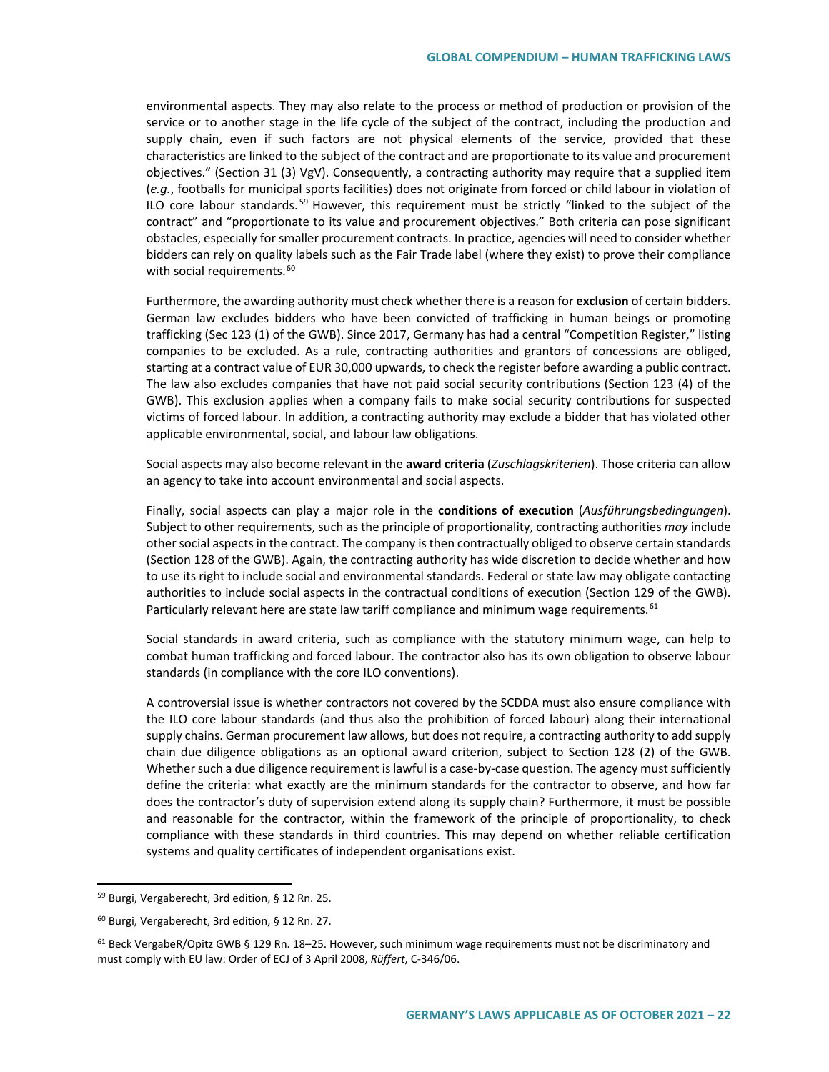environmental aspects. They may also relate to the process or method of production or provision of the service or to another stage in the life cycle of the subject of the contract, including the production and supply chain, even if such factors are not physical elements of the service, provided that these characteristics are linked to the subject of the contract and are proportionate to its value and procurement objectives." (Section 31 (3) VgV). Consequently, a contracting authority may require that a supplied item (*e.g.*, footballs for municipal sports facilities) does not originate from forced or child labour in violation of ILO core labour standards.[59] However, this requirement must be strictly "linked to the subject of the contract" and "proportionate to its value and procurement objectives." Both criteria can pose significant obstacles, especially for smaller procurement contracts. In practice, agencies will need to consider whether bidders can rely on quality labels such as the Fair Trade label (where they exist) to prove their compliance with social requirements.[60]

Furthermore, the awarding authority must check whether there is a reason for **exclusion** of certain bidders. German law excludes bidders who have been convicted of trafficking in human beings or promoting trafficking (Sec 123 (1) of the GWB). Since 2017, Germany has had a central "Competition Register," listing companies to be excluded. As a rule, contracting authorities and grantors of concessions are obliged, starting at a contract value of EUR 30,000 upwards, to check the register before awarding a public contract. The law also excludes companies that have not paid social security contributions (Section 123 (4) of the GWB). This exclusion applies when a company fails to make social security contributions for suspected victims of forced labour. In addition, a contracting authority may exclude a bidder that has violated other applicable environmental, social, and labour law obligations.

Social aspects may also become relevant in the **award criteria** (*Zuschlagskriterien*). Those criteria can allow an agency to take into account environmental and social aspects.

Finally, social aspects can play a major role in the **conditions of execution** (*Ausführungsbedingungen*). Subject to other requirements, such as the principle of proportionality, contracting authorities *may* include other social aspects in the contract. The company is then contractually obliged to observe certain standards (Section 128 of the GWB). Again, the contracting authority has wide discretion to decide whether and how to use its right to include social and environmental standards. Federal or state law may obligate contacting authorities to include social aspects in the contractual conditions of execution (Section 129 of the GWB). Particularly relevant here are state law tariff compliance and minimum wage requirements.[61]

Social standards in award criteria, such as compliance with the statutory minimum wage, can help to combat human trafficking and forced labour. The contractor also has its own obligation to observe labour standards (in compliance with the core ILO conventions).

A controversial issue is whether contractors not covered by the SCDDA must also ensure compliance with the ILO core labour standards (and thus also the prohibition of forced labour) along their international supply chains. German procurement law allows, but does not require, a contracting authority to add supply chain due diligence obligations as an optional award criterion, subject to Section 128 (2) of the GWB. Whether such a due diligence requirement is lawful is a case-by-case question. The agency must sufficiently define the criteria: what exactly are the minimum standards for the contractor to observe, and how far does the contractor's duty of supervision extend along its supply chain? Furthermore, it must be possible and reasonable for the contractor, within the framework of the principle of proportionality, to check compliance with these standards in third countries. This may depend on whether reliable certification systems and quality certificates of independent organisations exist.

---

[59] Burgi, Vergaberecht, 3rd edition, § 12 Rn. 25.

[60] Burgi, Vergaberecht, 3rd edition, § 12 Rn. 27.

[61] Beck VergabeR/Opitz GWB § 129 Rn. 18–25. However, such minimum wage requirements must not be discriminatory and must comply with EU law: Order of ECJ of 3 April 2008, *Rüffert*, C-346/06.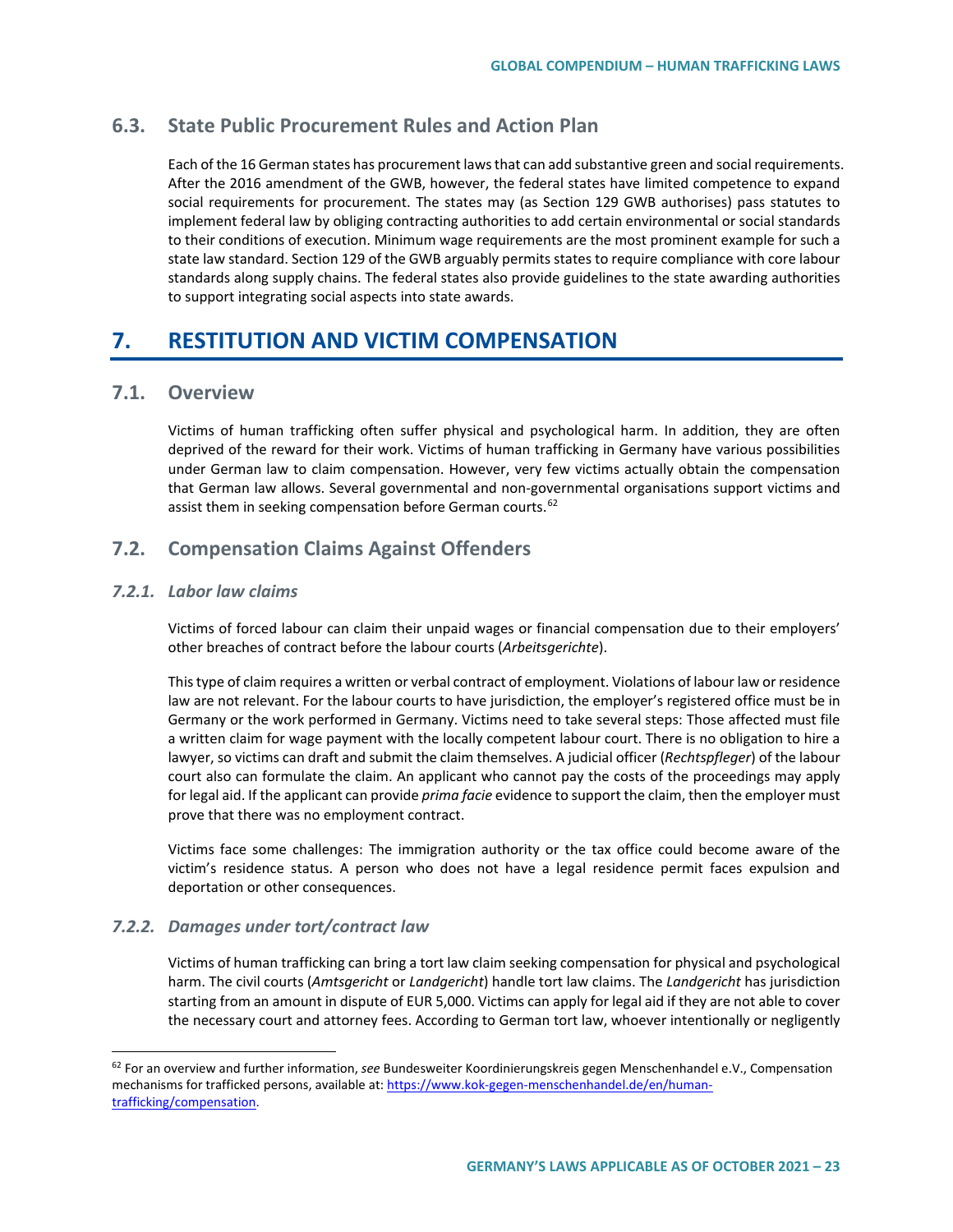## 6.3. State Public Procurement Rules and Action Plan

Each of the 16 German states has procurement laws that can add substantive green and social requirements. After the 2016 amendment of the GWB, however, the federal states have limited competence to expand social requirements for procurement. The states may (as Section 129 GWB authorises) pass statutes to implement federal law by obliging contracting authorities to add certain environmental or social standards to their conditions of execution. Minimum wage requirements are the most prominent example for such a state law standard. Section 129 of the GWB arguably permits states to require compliance with core labour standards along supply chains. The federal states also provide guidelines to the state awarding authorities to support integrating social aspects into state awards.

# 7. RESTITUTION AND VICTIM COMPENSATION

## 7.1. Overview

Victims of human trafficking often suffer physical and psychological harm. In addition, they are often deprived of the reward for their work. Victims of human trafficking in Germany have various possibilities under German law to claim compensation. However, very few victims actually obtain the compensation that German law allows. Several governmental and non-governmental organisations support victims and assist them in seeking compensation before German courts.[62]

## 7.2. Compensation Claims Against Offenders

### *7.2.1. Labor law claims*

Victims of forced labour can claim their unpaid wages or financial compensation due to their employers' other breaches of contract before the labour courts (*Arbeitsgerichte*).

This type of claim requires a written or verbal contract of employment. Violations of labour law or residence law are not relevant. For the labour courts to have jurisdiction, the employer's registered office must be in Germany or the work performed in Germany. Victims need to take several steps: Those affected must file a written claim for wage payment with the locally competent labour court. There is no obligation to hire a lawyer, so victims can draft and submit the claim themselves. A judicial officer (*Rechtspfleger*) of the labour court also can formulate the claim. An applicant who cannot pay the costs of the proceedings may apply for legal aid. If the applicant can provide *prima facie* evidence to support the claim, then the employer must prove that there was no employment contract.

Victims face some challenges: The immigration authority or the tax office could become aware of the victim's residence status. A person who does not have a legal residence permit faces expulsion and deportation or other consequences.

### *7.2.2. Damages under tort/contract law*

Victims of human trafficking can bring a tort law claim seeking compensation for physical and psychological harm. The civil courts (*Amtsgericht* or *Landgericht*) handle tort law claims. The *Landgericht* has jurisdiction starting from an amount in dispute of EUR 5,000. Victims can apply for legal aid if they are not able to cover the necessary court and attorney fees. According to German tort law, whoever intentionally or negligently

---

[62] For an overview and further information, *see* Bundesweiter Koordinierungskreis gegen Menschenhandel e.V., Compensation mechanisms for trafficked persons, available at: https://www.kok-gegen-menschenhandel.de/en/human-trafficking/compensation.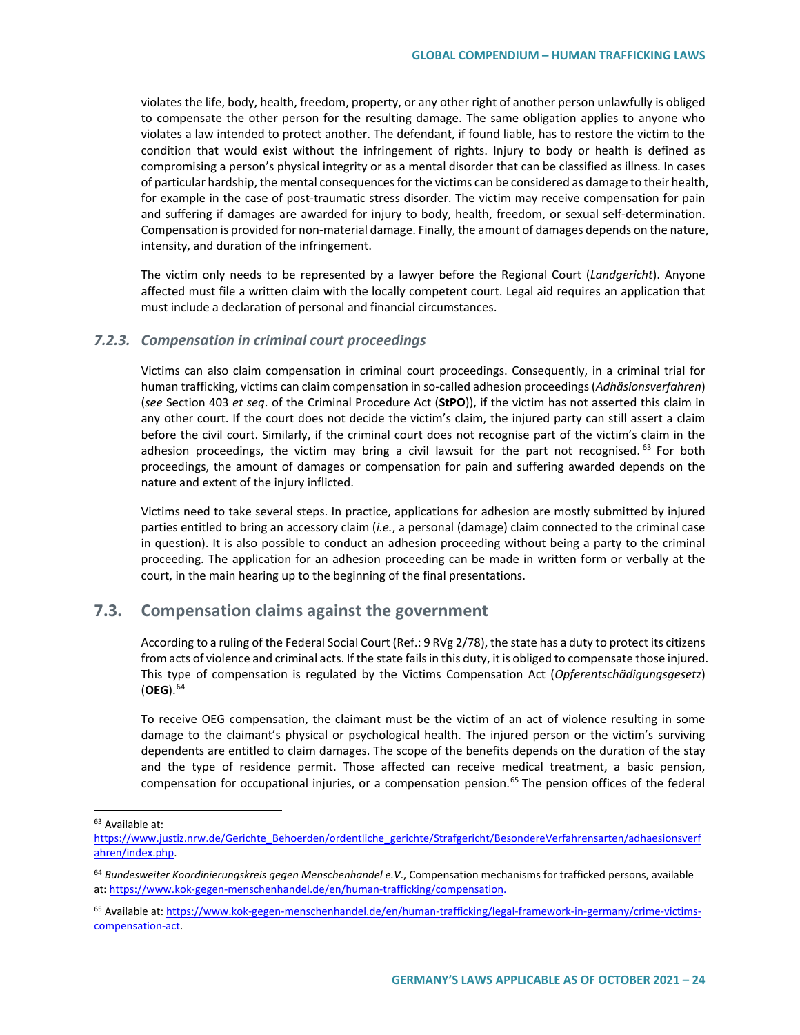violates the life, body, health, freedom, property, or any other right of another person unlawfully is obliged to compensate the other person for the resulting damage. The same obligation applies to anyone who violates a law intended to protect another. The defendant, if found liable, has to restore the victim to the condition that would exist without the infringement of rights. Injury to body or health is defined as compromising a person's physical integrity or as a mental disorder that can be classified as illness. In cases of particular hardship, the mental consequences for the victims can be considered as damage to their health, for example in the case of post-traumatic stress disorder. The victim may receive compensation for pain and suffering if damages are awarded for injury to body, health, freedom, or sexual self-determination. Compensation is provided for non-material damage. Finally, the amount of damages depends on the nature, intensity, and duration of the infringement.

The victim only needs to be represented by a lawyer before the Regional Court (*Landgericht*). Anyone affected must file a written claim with the locally competent court. Legal aid requires an application that must include a declaration of personal and financial circumstances.

### 7.2.3. Compensation in criminal court proceedings

Victims can also claim compensation in criminal court proceedings. Consequently, in a criminal trial for human trafficking, victims can claim compensation in so-called adhesion proceedings (*Adhäsionsverfahren*) (*see* Section 403 *et seq*. of the Criminal Procedure Act (**StPO**)), if the victim has not asserted this claim in any other court. If the court does not decide the victim's claim, the injured party can still assert a claim before the civil court. Similarly, if the criminal court does not recognise part of the victim's claim in the adhesion proceedings, the victim may bring a civil lawsuit for the part not recognised.[63] For both proceedings, the amount of damages or compensation for pain and suffering awarded depends on the nature and extent of the injury inflicted.

Victims need to take several steps. In practice, applications for adhesion are mostly submitted by injured parties entitled to bring an accessory claim (*i.e.*, a personal (damage) claim connected to the criminal case in question). It is also possible to conduct an adhesion proceeding without being a party to the criminal proceeding. The application for an adhesion proceeding can be made in written form or verbally at the court, in the main hearing up to the beginning of the final presentations.

## 7.3. Compensation claims against the government

According to a ruling of the Federal Social Court (Ref.: 9 RVg 2/78), the state has a duty to protect its citizens from acts of violence and criminal acts. If the state fails in this duty, it is obliged to compensate those injured. This type of compensation is regulated by the Victims Compensation Act (*Opferentschädigungsgesetz*) (**OEG**).[64]

To receive OEG compensation, the claimant must be the victim of an act of violence resulting in some damage to the claimant's physical or psychological health. The injured person or the victim's surviving dependents are entitled to claim damages. The scope of the benefits depends on the duration of the stay and the type of residence permit. Those affected can receive medical treatment, a basic pension, compensation for occupational injuries, or a compensation pension.[65] The pension offices of the federal

---

[63] Available at: https://www.justiz.nrw.de/Gerichte_Behoerden/ordentliche_gerichte/Strafgericht/BesondereVerfahrensarten/adhaesionsverfahren/index.php.

[64] *Bundesweiter Koordinierungskreis gegen Menschenhandel e.V.*, Compensation mechanisms for trafficked persons, available at: https://www.kok-gegen-menschenhandel.de/en/human-trafficking/compensation.

[65] Available at: https://www.kok-gegen-menschenhandel.de/en/human-trafficking/legal-framework-in-germany/crime-victims-compensation-act.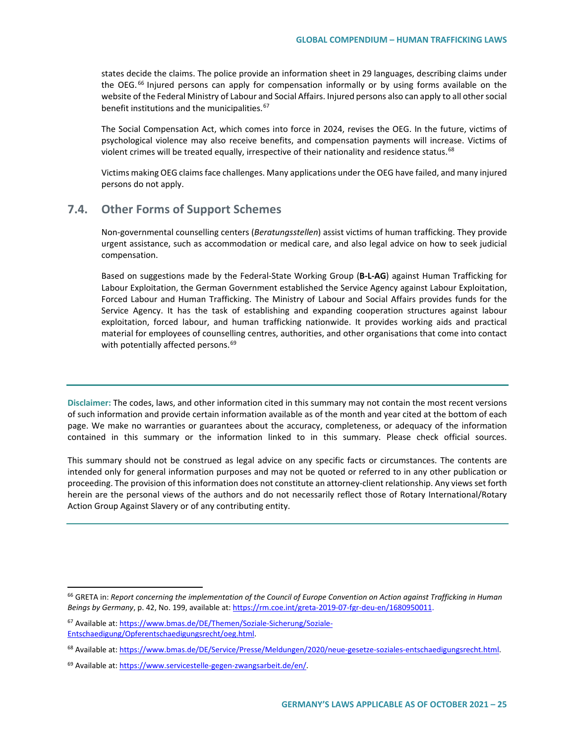states decide the claims. The police provide an information sheet in 29 languages, describing claims under the OEG.[66] Injured persons can apply for compensation informally or by using forms available on the website of the Federal Ministry of Labour and Social Affairs. Injured persons also can apply to all other social benefit institutions and the municipalities.[67]

The Social Compensation Act, which comes into force in 2024, revises the OEG. In the future, victims of psychological violence may also receive benefits, and compensation payments will increase. Victims of violent crimes will be treated equally, irrespective of their nationality and residence status.[68]

Victims making OEG claims face challenges. Many applications under the OEG have failed, and many injured persons do not apply.

## 7.4. Other Forms of Support Schemes

Non-governmental counselling centers (*Beratungsstellen*) assist victims of human trafficking. They provide urgent assistance, such as accommodation or medical care, and also legal advice on how to seek judicial compensation.

Based on suggestions made by the Federal-State Working Group (**B-L-AG**) against Human Trafficking for Labour Exploitation, the German Government established the Service Agency against Labour Exploitation, Forced Labour and Human Trafficking. The Ministry of Labour and Social Affairs provides funds for the Service Agency. It has the task of establishing and expanding cooperation structures against labour exploitation, forced labour, and human trafficking nationwide. It provides working aids and practical material for employees of counselling centres, authorities, and other organisations that come into contact with potentially affected persons.[69]

---

**Disclaimer:** The codes, laws, and other information cited in this summary may not contain the most recent versions of such information and provide certain information available as of the month and year cited at the bottom of each page. We make no warranties or guarantees about the accuracy, completeness, or adequacy of the information contained in this summary or the information linked to in this summary. Please check official sources.

This summary should not be construed as legal advice on any specific facts or circumstances. The contents are intended only for general information purposes and may not be quoted or referred to in any other publication or proceeding. The provision of this information does not constitute an attorney-client relationship. Any views set forth herein are the personal views of the authors and do not necessarily reflect those of Rotary International/Rotary Action Group Against Slavery or of any contributing entity.

---

[66] GRETA in: *Report concerning the implementation of the Council of Europe Convention on Action against Trafficking in Human Beings by Germany*, p. 42, No. 199, available at: https://rm.coe.int/greta-2019-07-fgr-deu-en/1680950011.

[67] Available at: https://www.bmas.de/DE/Themen/Soziale-Sicherung/Soziale-Entschaedigung/Opferentschaedigungsrecht/oeg.html.

[68] Available at: https://www.bmas.de/DE/Service/Presse/Meldungen/2020/neue-gesetze-soziales-entschaedigungsrecht.html.

[69] Available at: https://www.servicestelle-gegen-zwangsarbeit.de/en/.